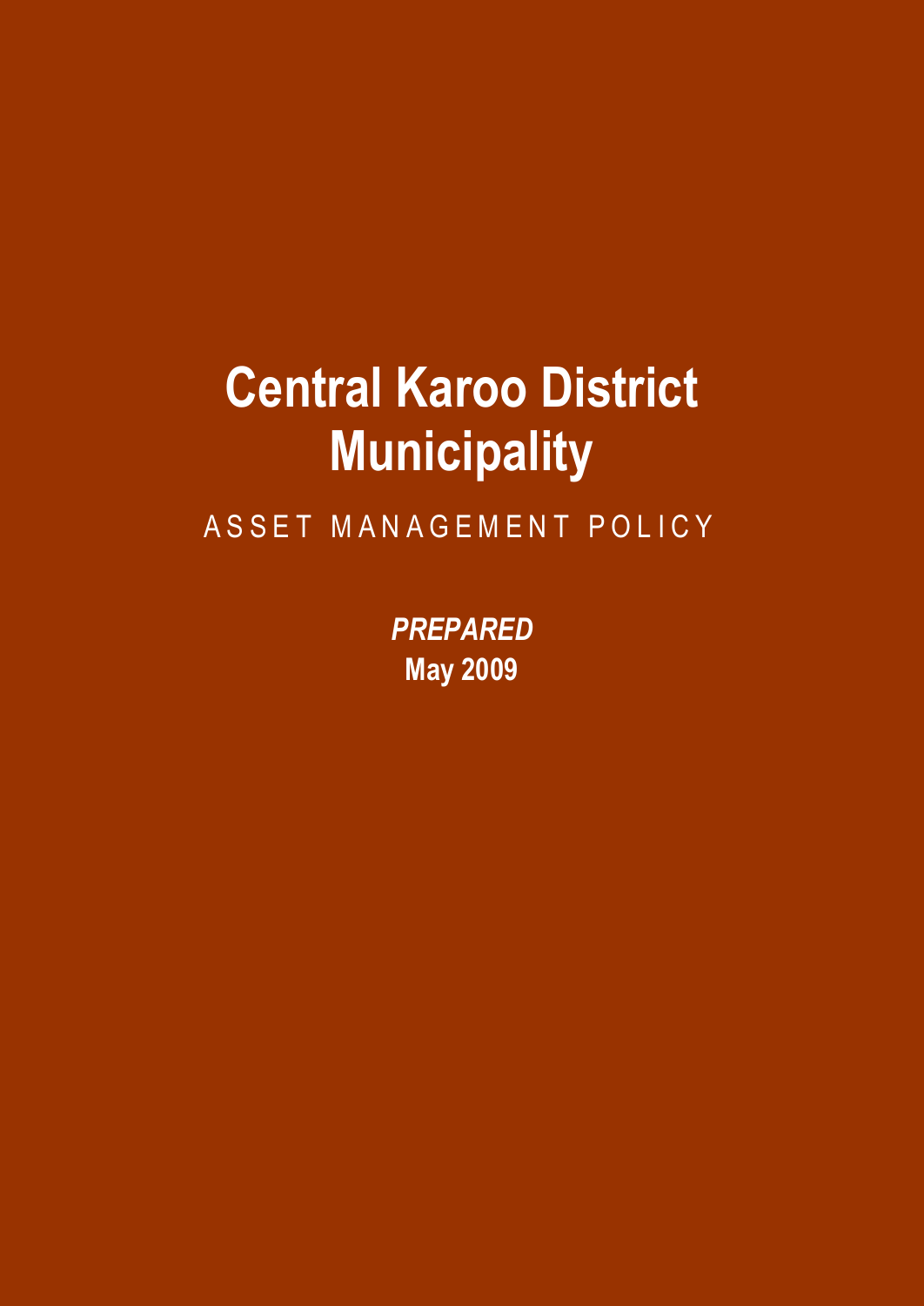# Central Karoo District Municipality

ASSET MANAGEMENT POLICY

***PREPARED***

**May 2009**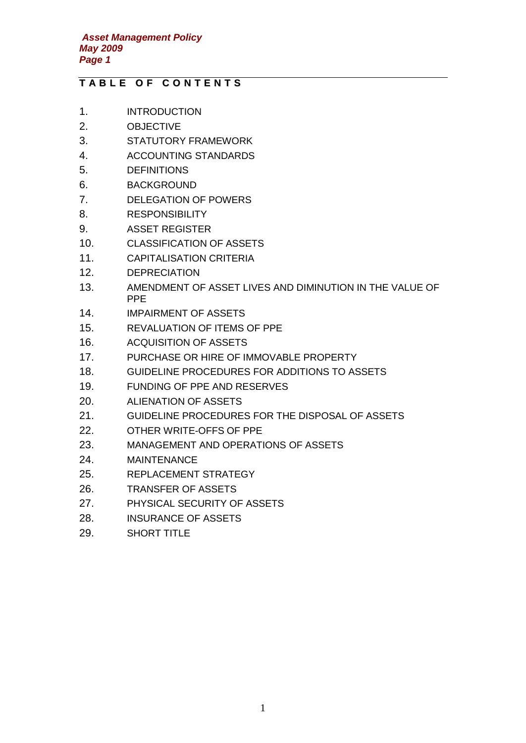# TABLE OF CONTENTS

1. INTRODUCTION
2. OBJECTIVE
3. STATUTORY FRAMEWORK
4. ACCOUNTING STANDARDS
5. DEFINITIONS
6. BACKGROUND
7. DELEGATION OF POWERS
8. RESPONSIBILITY
9. ASSET REGISTER
10. CLASSIFICATION OF ASSETS
11. CAPITALISATION CRITERIA
12. DEPRECIATION
13. AMENDMENT OF ASSET LIVES AND DIMINUTION IN THE VALUE OF PPE
14. IMPAIRMENT OF ASSETS
15. REVALUATION OF ITEMS OF PPE
16. ACQUISITION OF ASSETS
17. PURCHASE OR HIRE OF IMMOVABLE PROPERTY
18. GUIDELINE PROCEDURES FOR ADDITIONS TO ASSETS
19. FUNDING OF PPE AND RESERVES
20. ALIENATION OF ASSETS
21. GUIDELINE PROCEDURES FOR THE DISPOSAL OF ASSETS
22. OTHER WRITE-OFFS OF PPE
23. MANAGEMENT AND OPERATIONS OF ASSETS
24. MAINTENANCE
25. REPLACEMENT STRATEGY
26. TRANSFER OF ASSETS
27. PHYSICAL SECURITY OF ASSETS
28. INSURANCE OF ASSETS
29. SHORT TITLE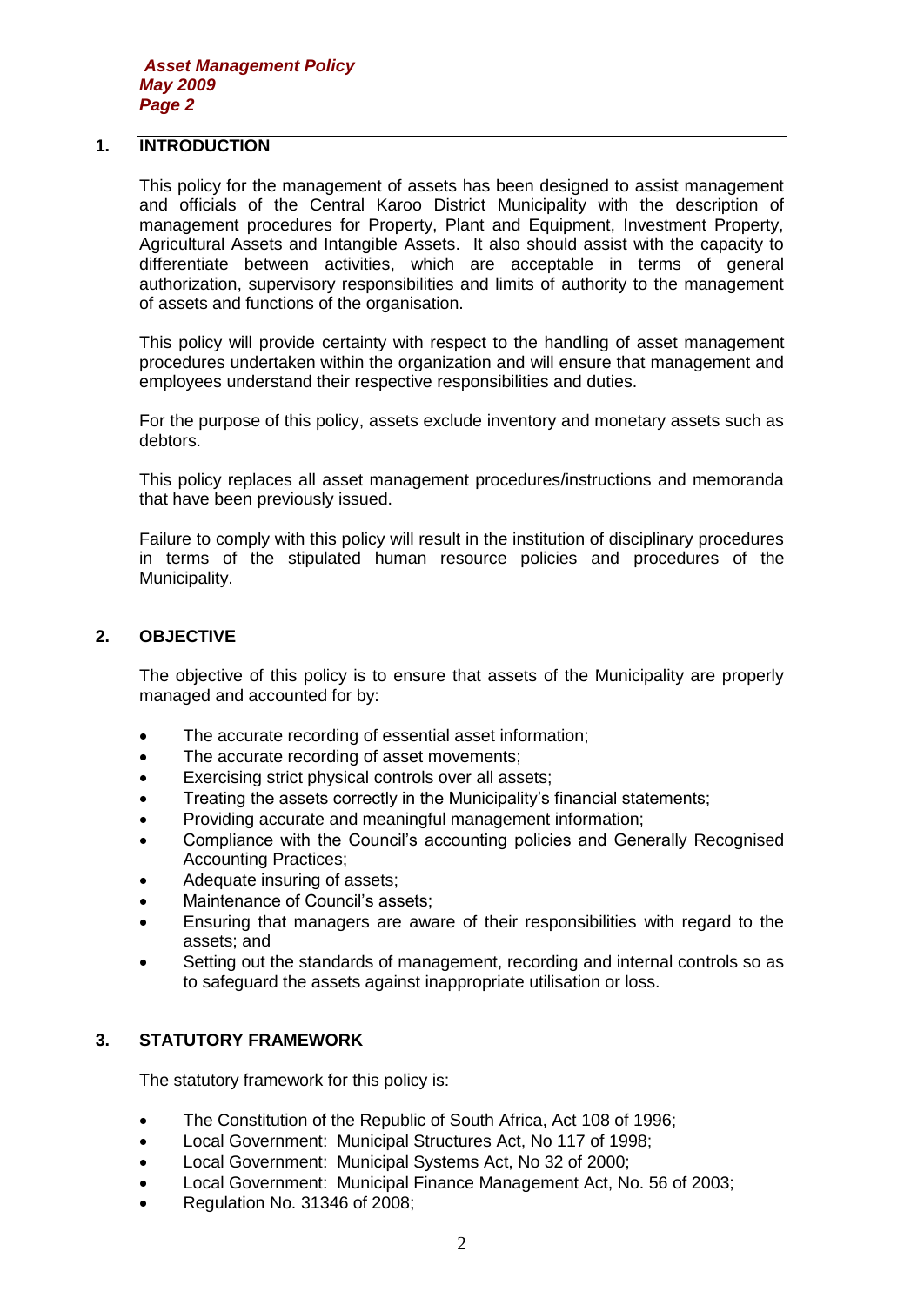## 1. INTRODUCTION

This policy for the management of assets has been designed to assist management and officials of the Central Karoo District Municipality with the description of management procedures for Property, Plant and Equipment, Investment Property, Agricultural Assets and Intangible Assets. It also should assist with the capacity to differentiate between activities, which are acceptable in terms of general authorization, supervisory responsibilities and limits of authority to the management of assets and functions of the organisation.

This policy will provide certainty with respect to the handling of asset management procedures undertaken within the organization and will ensure that management and employees understand their respective responsibilities and duties.

For the purpose of this policy, assets exclude inventory and monetary assets such as debtors.

This policy replaces all asset management procedures/instructions and memoranda that have been previously issued.

Failure to comply with this policy will result in the institution of disciplinary procedures in terms of the stipulated human resource policies and procedures of the Municipality.

## 2. OBJECTIVE

The objective of this policy is to ensure that assets of the Municipality are properly managed and accounted for by:

- The accurate recording of essential asset information;
- The accurate recording of asset movements;
- Exercising strict physical controls over all assets;
- Treating the assets correctly in the Municipality's financial statements;
- Providing accurate and meaningful management information;
- Compliance with the Council's accounting policies and Generally Recognised Accounting Practices;
- Adequate insuring of assets;
- Maintenance of Council's assets;
- Ensuring that managers are aware of their responsibilities with regard to the assets; and
- Setting out the standards of management, recording and internal controls so as to safeguard the assets against inappropriate utilisation or loss.

## 3. STATUTORY FRAMEWORK

The statutory framework for this policy is:

- The Constitution of the Republic of South Africa, Act 108 of 1996;
- Local Government: Municipal Structures Act, No 117 of 1998;
- Local Government: Municipal Systems Act, No 32 of 2000;
- Local Government: Municipal Finance Management Act, No. 56 of 2003;
- Regulation No. 31346 of 2008;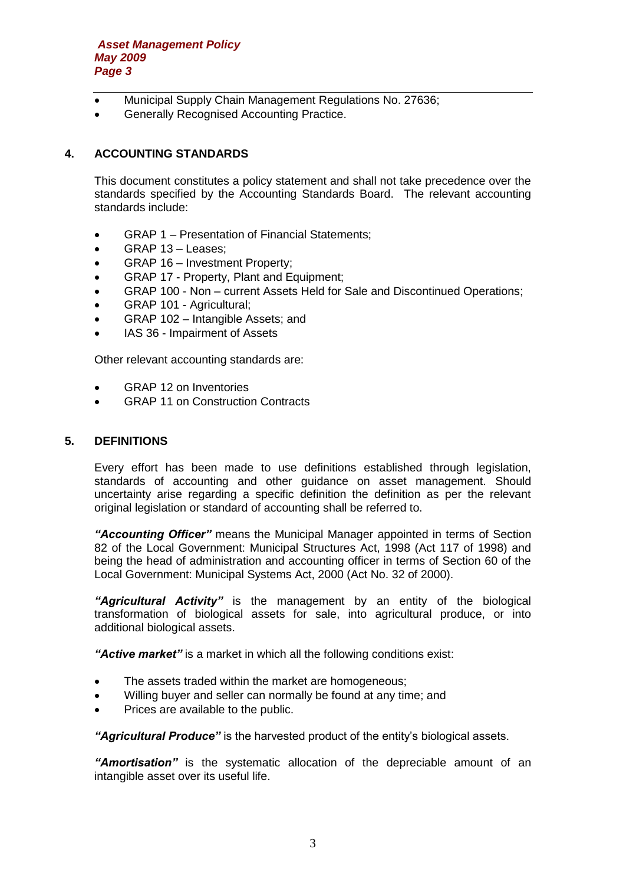- Municipal Supply Chain Management Regulations No. 27636;
- Generally Recognised Accounting Practice.

## 4. ACCOUNTING STANDARDS

This document constitutes a policy statement and shall not take precedence over the standards specified by the Accounting Standards Board. The relevant accounting standards include:

- GRAP 1 – Presentation of Financial Statements;
- GRAP 13 – Leases;
- GRAP 16 – Investment Property;
- GRAP 17 - Property, Plant and Equipment;
- GRAP 100 - Non – current Assets Held for Sale and Discontinued Operations;
- GRAP 101 - Agricultural;
- GRAP 102 – Intangible Assets; and
- IAS 36 - Impairment of Assets

Other relevant accounting standards are:

- GRAP 12 on Inventories
- GRAP 11 on Construction Contracts

## 5. DEFINITIONS

Every effort has been made to use definitions established through legislation, standards of accounting and other guidance on asset management. Should uncertainty arise regarding a specific definition the definition as per the relevant original legislation or standard of accounting shall be referred to.

***"Accounting Officer"*** means the Municipal Manager appointed in terms of Section 82 of the Local Government: Municipal Structures Act, 1998 (Act 117 of 1998) and being the head of administration and accounting officer in terms of Section 60 of the Local Government: Municipal Systems Act, 2000 (Act No. 32 of 2000).

***"Agricultural Activity"*** is the management by an entity of the biological transformation of biological assets for sale, into agricultural produce, or into additional biological assets.

***"Active market"*** is a market in which all the following conditions exist:

- The assets traded within the market are homogeneous;
- Willing buyer and seller can normally be found at any time; and
- Prices are available to the public.

***"Agricultural Produce"*** is the harvested product of the entity's biological assets.

***"Amortisation"*** is the systematic allocation of the depreciable amount of an intangible asset over its useful life.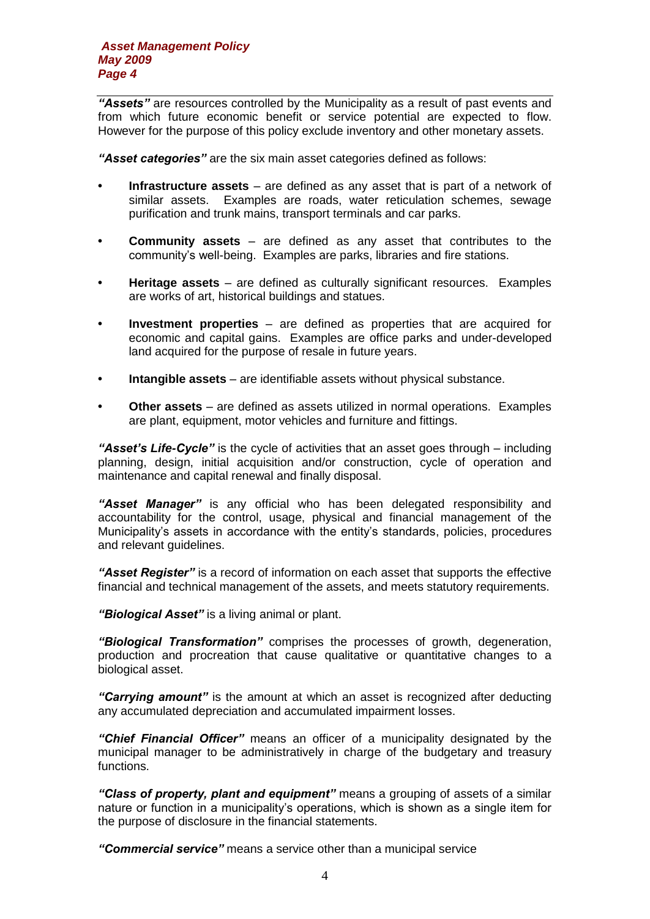***"Assets"*** are resources controlled by the Municipality as a result of past events and from which future economic benefit or service potential are expected to flow. However for the purpose of this policy exclude inventory and other monetary assets.

***"Asset categories"*** are the six main asset categories defined as follows:

- **Infrastructure assets** – are defined as any asset that is part of a network of similar assets. Examples are roads, water reticulation schemes, sewage purification and trunk mains, transport terminals and car parks.
- **Community assets** – are defined as any asset that contributes to the community's well-being. Examples are parks, libraries and fire stations.
- **Heritage assets** – are defined as culturally significant resources. Examples are works of art, historical buildings and statues.
- **Investment properties** – are defined as properties that are acquired for economic and capital gains. Examples are office parks and under-developed land acquired for the purpose of resale in future years.
- **Intangible assets** – are identifiable assets without physical substance.
- **Other assets** – are defined as assets utilized in normal operations. Examples are plant, equipment, motor vehicles and furniture and fittings.

***"Asset's Life-Cycle"*** is the cycle of activities that an asset goes through – including planning, design, initial acquisition and/or construction, cycle of operation and maintenance and capital renewal and finally disposal.

***"Asset Manager"*** is any official who has been delegated responsibility and accountability for the control, usage, physical and financial management of the Municipality's assets in accordance with the entity's standards, policies, procedures and relevant guidelines.

***"Asset Register"*** is a record of information on each asset that supports the effective financial and technical management of the assets, and meets statutory requirements.

***"Biological Asset"*** is a living animal or plant.

***"Biological Transformation"*** comprises the processes of growth, degeneration, production and procreation that cause qualitative or quantitative changes to a biological asset.

***"Carrying amount"*** is the amount at which an asset is recognized after deducting any accumulated depreciation and accumulated impairment losses.

***"Chief Financial Officer"*** means an officer of a municipality designated by the municipal manager to be administratively in charge of the budgetary and treasury functions.

***"Class of property, plant and equipment"*** means a grouping of assets of a similar nature or function in a municipality's operations, which is shown as a single item for the purpose of disclosure in the financial statements.

***"Commercial service"*** means a service other than a municipal service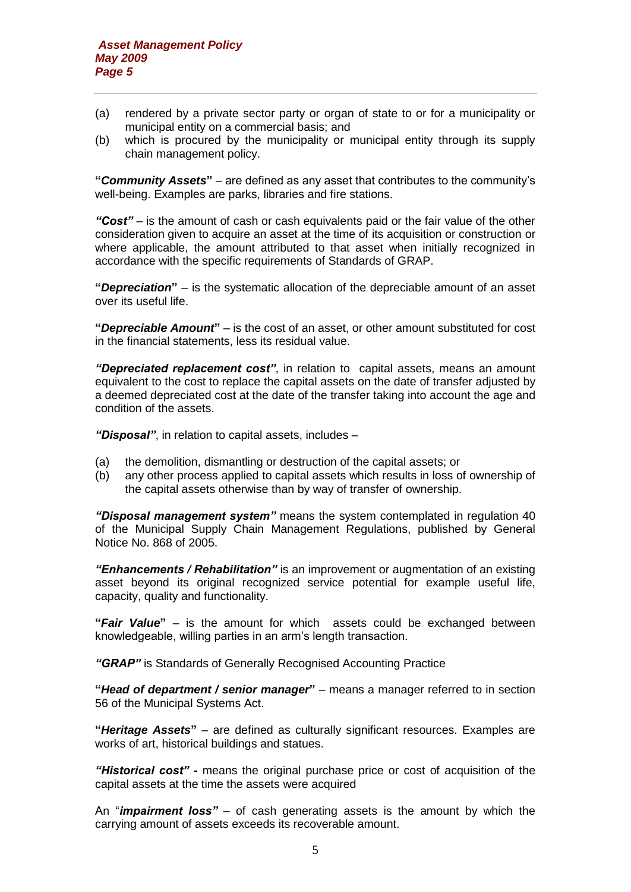(a) rendered by a private sector party or organ of state to or for a municipality or municipal entity on a commercial basis; and
(b) which is procured by the municipality or municipal entity through its supply chain management policy.

**"*Community Assets*"** – are defined as any asset that contributes to the community's well-being. Examples are parks, libraries and fire stations.

***"Cost"*** – is the amount of cash or cash equivalents paid or the fair value of the other consideration given to acquire an asset at the time of its acquisition or construction or where applicable, the amount attributed to that asset when initially recognized in accordance with the specific requirements of Standards of GRAP.

**"*Depreciation*"** – is the systematic allocation of the depreciable amount of an asset over its useful life.

**"*Depreciable Amount*"** – is the cost of an asset, or other amount substituted for cost in the financial statements, less its residual value.

***"Depreciated replacement cost"***, in relation to capital assets, means an amount equivalent to the cost to replace the capital assets on the date of transfer adjusted by a deemed depreciated cost at the date of the transfer taking into account the age and condition of the assets.

***"Disposal"***, in relation to capital assets, includes –

(a) the demolition, dismantling or destruction of the capital assets; or
(b) any other process applied to capital assets which results in loss of ownership of the capital assets otherwise than by way of transfer of ownership.

***"Disposal management system"*** means the system contemplated in regulation 40 of the Municipal Supply Chain Management Regulations, published by General Notice No. 868 of 2005.

***"Enhancements / Rehabilitation"*** is an improvement or augmentation of an existing asset beyond its original recognized service potential for example useful life, capacity, quality and functionality.

**"*Fair Value*"** – is the amount for which assets could be exchanged between knowledgeable, willing parties in an arm's length transaction.

***"GRAP"*** is Standards of Generally Recognised Accounting Practice

**"*Head of department / senior manager*"** – means a manager referred to in section 56 of the Municipal Systems Act.

**"*Heritage Assets*"** – are defined as culturally significant resources. Examples are works of art, historical buildings and statues.

***"Historical cost" -*** means the original purchase price or cost of acquisition of the capital assets at the time the assets were acquired

An "***impairment loss"*** – of cash generating assets is the amount by which the carrying amount of assets exceeds its recoverable amount.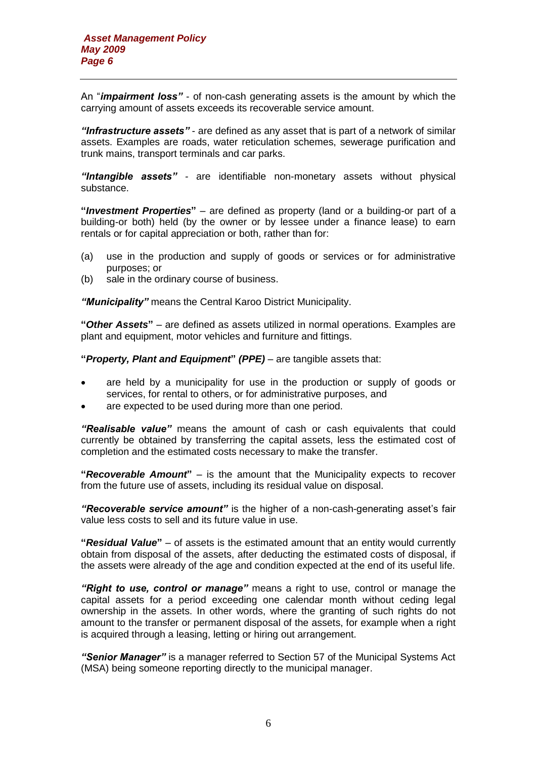An "***impairment loss"*** - of non-cash generating assets is the amount by which the carrying amount of assets exceeds its recoverable service amount.

***"Infrastructure assets"*** - are defined as any asset that is part of a network of similar assets. Examples are roads, water reticulation schemes, sewerage purification and trunk mains, transport terminals and car parks.

***"Intangible assets"*** - are identifiable non-monetary assets without physical substance.

**"*Investment Properties*"** – are defined as property (land or a building-or part of a building-or both) held (by the owner or by lessee under a finance lease) to earn rentals or for capital appreciation or both, rather than for:

(a) use in the production and supply of goods or services or for administrative purposes; or
(b) sale in the ordinary course of business.

***"Municipality"*** means the Central Karoo District Municipality.

**"*Other Assets*"** – are defined as assets utilized in normal operations. Examples are plant and equipment, motor vehicles and furniture and fittings.

**"*Property, Plant and Equipment*" *(PPE)*** – are tangible assets that:

- are held by a municipality for use in the production or supply of goods or services, for rental to others, or for administrative purposes, and
- are expected to be used during more than one period.

***"Realisable value"*** means the amount of cash or cash equivalents that could currently be obtained by transferring the capital assets, less the estimated cost of completion and the estimated costs necessary to make the transfer.

**"*Recoverable Amount*"** – is the amount that the Municipality expects to recover from the future use of assets, including its residual value on disposal.

***"Recoverable service amount"*** is the higher of a non-cash-generating asset's fair value less costs to sell and its future value in use.

**"*Residual Value*"** – of assets is the estimated amount that an entity would currently obtain from disposal of the assets, after deducting the estimated costs of disposal, if the assets were already of the age and condition expected at the end of its useful life.

***"Right to use, control or manage"*** means a right to use, control or manage the capital assets for a period exceeding one calendar month without ceding legal ownership in the assets. In other words, where the granting of such rights do not amount to the transfer or permanent disposal of the assets, for example when a right is acquired through a leasing, letting or hiring out arrangement.

***"Senior Manager"*** is a manager referred to Section 57 of the Municipal Systems Act (MSA) being someone reporting directly to the municipal manager.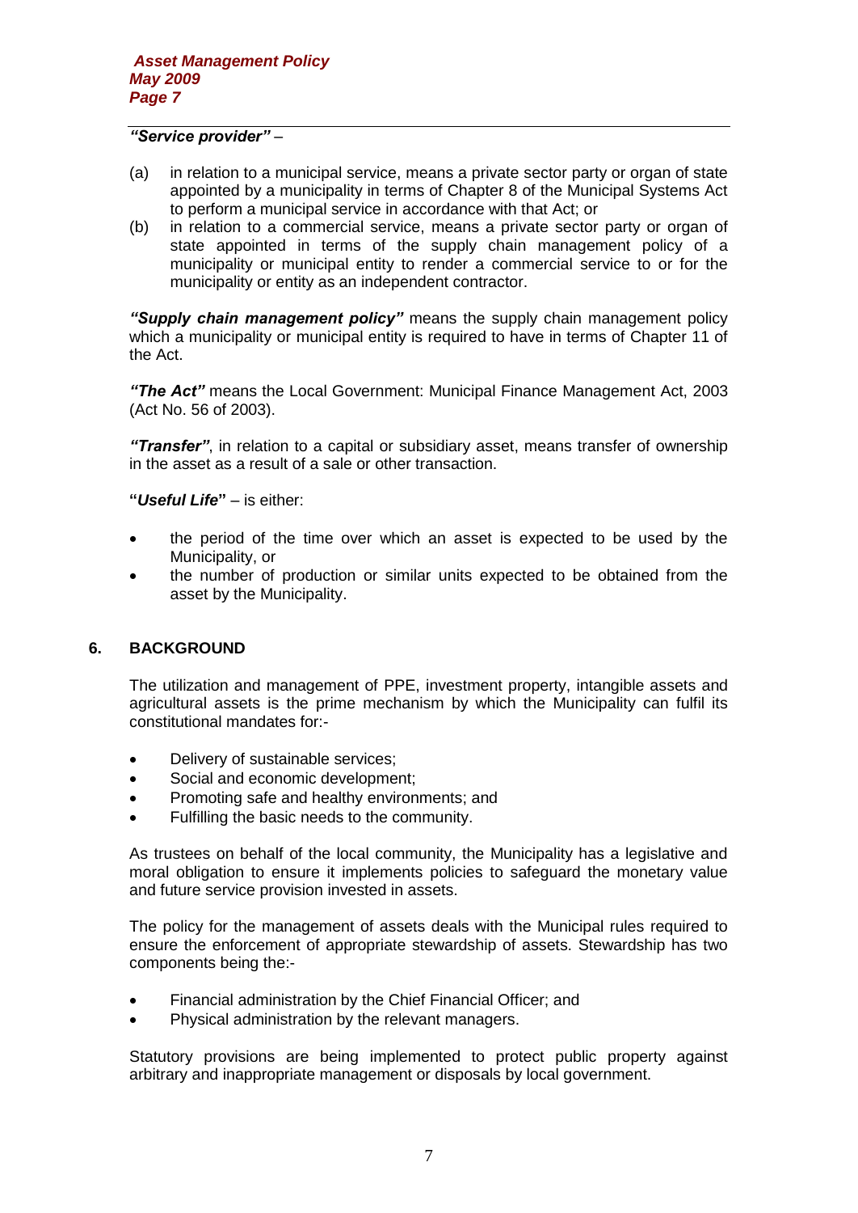***"Service provider"*** –

(a) in relation to a municipal service, means a private sector party or organ of state appointed by a municipality in terms of Chapter 8 of the Municipal Systems Act to perform a municipal service in accordance with that Act; or

(b) in relation to a commercial service, means a private sector party or organ of state appointed in terms of the supply chain management policy of a municipality or municipal entity to render a commercial service to or for the municipality or entity as an independent contractor.

***"Supply chain management policy"*** means the supply chain management policy which a municipality or municipal entity is required to have in terms of Chapter 11 of the Act.

***"The Act"*** means the Local Government: Municipal Finance Management Act, 2003 (Act No. 56 of 2003).

***"Transfer"***, in relation to a capital or subsidiary asset, means transfer of ownership in the asset as a result of a sale or other transaction.

**"*Useful Life*"** – is either:

- the period of the time over which an asset is expected to be used by the Municipality, or
- the number of production or similar units expected to be obtained from the asset by the Municipality.

## 6. BACKGROUND

The utilization and management of PPE, investment property, intangible assets and agricultural assets is the prime mechanism by which the Municipality can fulfil its constitutional mandates for:-

- Delivery of sustainable services;
- Social and economic development;
- Promoting safe and healthy environments; and
- Fulfilling the basic needs to the community.

As trustees on behalf of the local community, the Municipality has a legislative and moral obligation to ensure it implements policies to safeguard the monetary value and future service provision invested in assets.

The policy for the management of assets deals with the Municipal rules required to ensure the enforcement of appropriate stewardship of assets. Stewardship has two components being the:-

- Financial administration by the Chief Financial Officer; and
- Physical administration by the relevant managers.

Statutory provisions are being implemented to protect public property against arbitrary and inappropriate management or disposals by local government.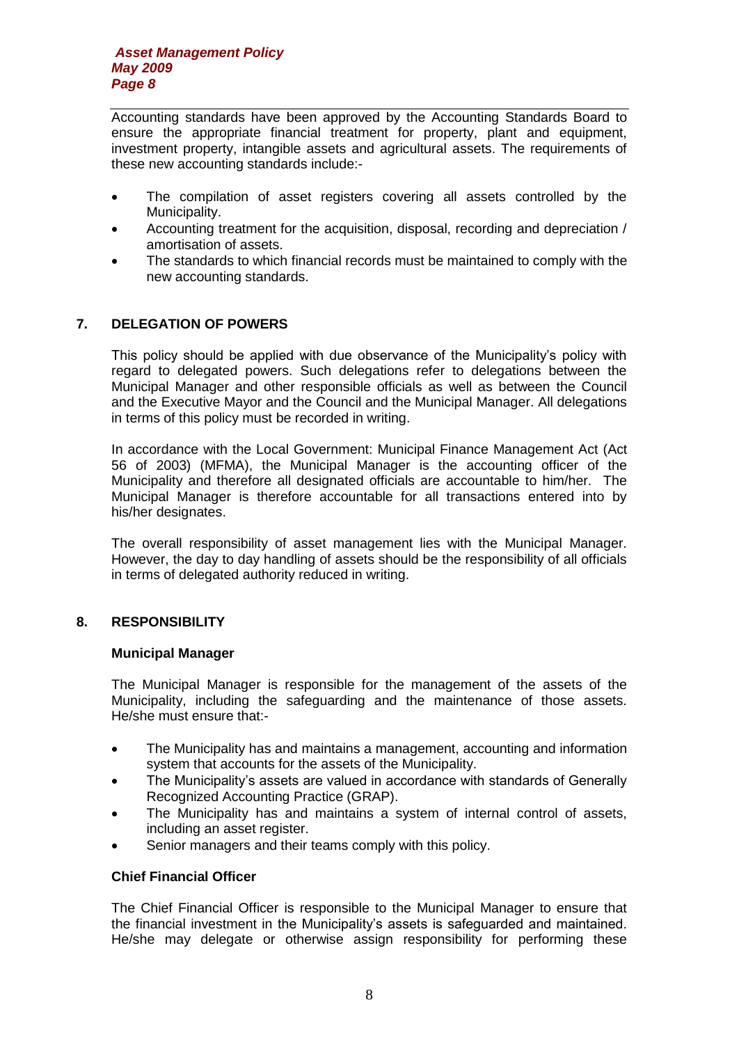Accounting standards have been approved by the Accounting Standards Board to ensure the appropriate financial treatment for property, plant and equipment, investment property, intangible assets and agricultural assets. The requirements of these new accounting standards include:-

- The compilation of asset registers covering all assets controlled by the Municipality.
- Accounting treatment for the acquisition, disposal, recording and depreciation / amortisation of assets.
- The standards to which financial records must be maintained to comply with the new accounting standards.

## 7. DELEGATION OF POWERS

This policy should be applied with due observance of the Municipality's policy with regard to delegated powers. Such delegations refer to delegations between the Municipal Manager and other responsible officials as well as between the Council and the Executive Mayor and the Council and the Municipal Manager. All delegations in terms of this policy must be recorded in writing.

In accordance with the Local Government: Municipal Finance Management Act (Act 56 of 2003) (MFMA), the Municipal Manager is the accounting officer of the Municipality and therefore all designated officials are accountable to him/her. The Municipal Manager is therefore accountable for all transactions entered into by his/her designates.

The overall responsibility of asset management lies with the Municipal Manager. However, the day to day handling of assets should be the responsibility of all officials in terms of delegated authority reduced in writing.

## 8. RESPONSIBILITY

**Municipal Manager**

The Municipal Manager is responsible for the management of the assets of the Municipality, including the safeguarding and the maintenance of those assets. He/she must ensure that:-

- The Municipality has and maintains a management, accounting and information system that accounts for the assets of the Municipality.
- The Municipality's assets are valued in accordance with standards of Generally Recognized Accounting Practice (GRAP).
- The Municipality has and maintains a system of internal control of assets, including an asset register.
- Senior managers and their teams comply with this policy.

**Chief Financial Officer**

The Chief Financial Officer is responsible to the Municipal Manager to ensure that the financial investment in the Municipality's assets is safeguarded and maintained. He/she may delegate or otherwise assign responsibility for performing these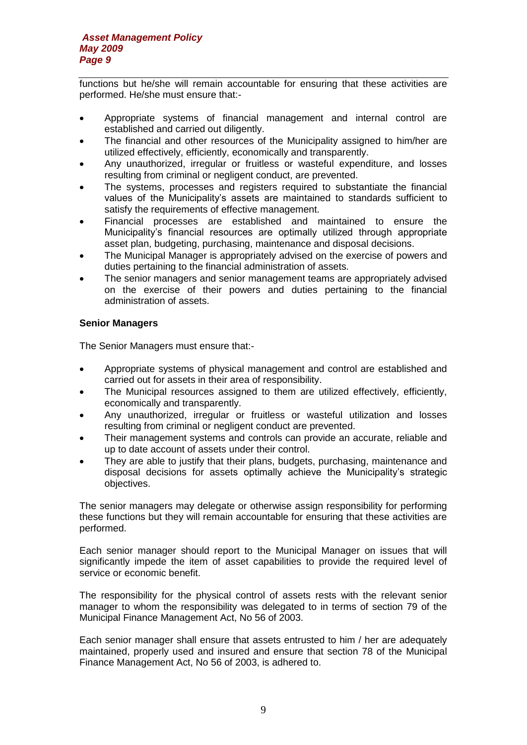functions but he/she will remain accountable for ensuring that these activities are performed. He/she must ensure that:-

- Appropriate systems of financial management and internal control are established and carried out diligently.
- The financial and other resources of the Municipality assigned to him/her are utilized effectively, efficiently, economically and transparently.
- Any unauthorized, irregular or fruitless or wasteful expenditure, and losses resulting from criminal or negligent conduct, are prevented.
- The systems, processes and registers required to substantiate the financial values of the Municipality's assets are maintained to standards sufficient to satisfy the requirements of effective management.
- Financial processes are established and maintained to ensure the Municipality's financial resources are optimally utilized through appropriate asset plan, budgeting, purchasing, maintenance and disposal decisions.
- The Municipal Manager is appropriately advised on the exercise of powers and duties pertaining to the financial administration of assets.
- The senior managers and senior management teams are appropriately advised on the exercise of their powers and duties pertaining to the financial administration of assets.

**Senior Managers**

The Senior Managers must ensure that:-

- Appropriate systems of physical management and control are established and carried out for assets in their area of responsibility.
- The Municipal resources assigned to them are utilized effectively, efficiently, economically and transparently.
- Any unauthorized, irregular or fruitless or wasteful utilization and losses resulting from criminal or negligent conduct are prevented.
- Their management systems and controls can provide an accurate, reliable and up to date account of assets under their control.
- They are able to justify that their plans, budgets, purchasing, maintenance and disposal decisions for assets optimally achieve the Municipality's strategic objectives.

The senior managers may delegate or otherwise assign responsibility for performing these functions but they will remain accountable for ensuring that these activities are performed.

Each senior manager should report to the Municipal Manager on issues that will significantly impede the item of asset capabilities to provide the required level of service or economic benefit.

The responsibility for the physical control of assets rests with the relevant senior manager to whom the responsibility was delegated to in terms of section 79 of the Municipal Finance Management Act, No 56 of 2003.

Each senior manager shall ensure that assets entrusted to him / her are adequately maintained, properly used and insured and ensure that section 78 of the Municipal Finance Management Act, No 56 of 2003, is adhered to.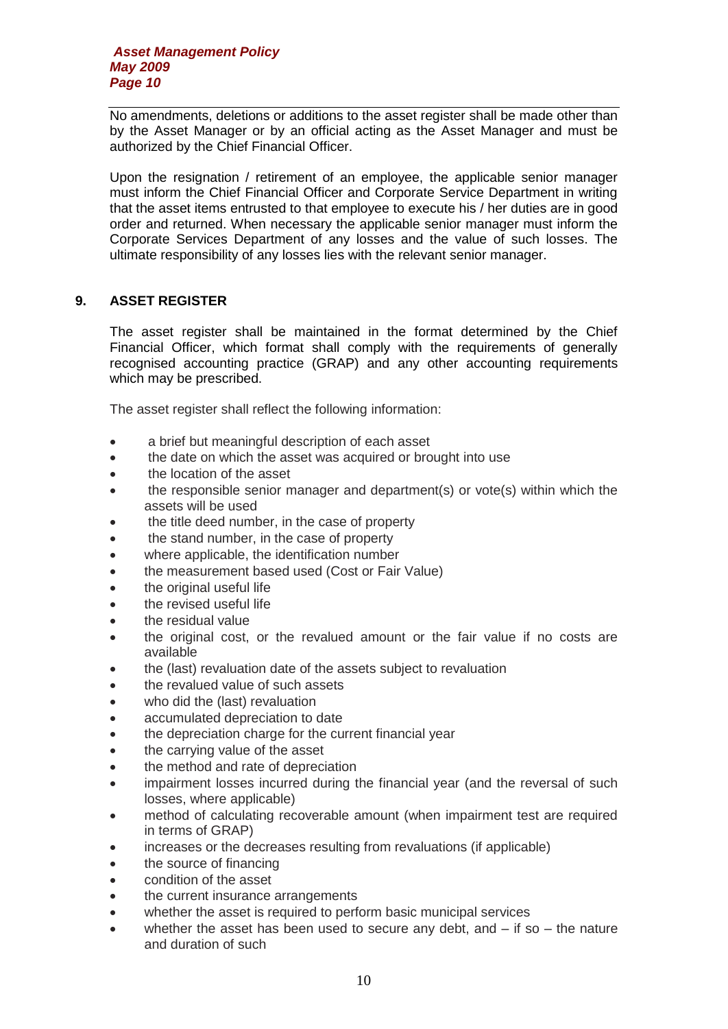No amendments, deletions or additions to the asset register shall be made other than by the Asset Manager or by an official acting as the Asset Manager and must be authorized by the Chief Financial Officer.

Upon the resignation / retirement of an employee, the applicable senior manager must inform the Chief Financial Officer and Corporate Service Department in writing that the asset items entrusted to that employee to execute his / her duties are in good order and returned. When necessary the applicable senior manager must inform the Corporate Services Department of any losses and the value of such losses. The ultimate responsibility of any losses lies with the relevant senior manager.

## 9. ASSET REGISTER

The asset register shall be maintained in the format determined by the Chief Financial Officer, which format shall comply with the requirements of generally recognised accounting practice (GRAP) and any other accounting requirements which may be prescribed.

The asset register shall reflect the following information:

- a brief but meaningful description of each asset
- the date on which the asset was acquired or brought into use
- the location of the asset
- the responsible senior manager and department(s) or vote(s) within which the assets will be used
- the title deed number, in the case of property
- the stand number, in the case of property
- where applicable, the identification number
- the measurement based used (Cost or Fair Value)
- the original useful life
- the revised useful life
- the residual value
- the original cost, or the revalued amount or the fair value if no costs are available
- the (last) revaluation date of the assets subject to revaluation
- the revalued value of such assets
- who did the (last) revaluation
- accumulated depreciation to date
- the depreciation charge for the current financial year
- the carrying value of the asset
- the method and rate of depreciation
- impairment losses incurred during the financial year (and the reversal of such losses, where applicable)
- method of calculating recoverable amount (when impairment test are required in terms of GRAP)
- increases or the decreases resulting from revaluations (if applicable)
- the source of financing
- condition of the asset
- the current insurance arrangements
- whether the asset is required to perform basic municipal services
- whether the asset has been used to secure any debt, and – if so – the nature and duration of such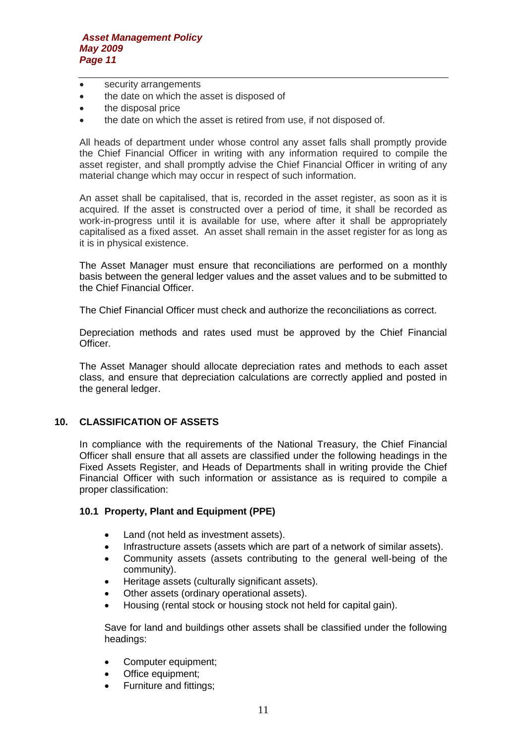- security arrangements
- the date on which the asset is disposed of
- the disposal price
- the date on which the asset is retired from use, if not disposed of.

All heads of department under whose control any asset falls shall promptly provide the Chief Financial Officer in writing with any information required to compile the asset register, and shall promptly advise the Chief Financial Officer in writing of any material change which may occur in respect of such information.

An asset shall be capitalised, that is, recorded in the asset register, as soon as it is acquired. If the asset is constructed over a period of time, it shall be recorded as work-in-progress until it is available for use, where after it shall be appropriately capitalised as a fixed asset. An asset shall remain in the asset register for as long as it is in physical existence.

The Asset Manager must ensure that reconciliations are performed on a monthly basis between the general ledger values and the asset values and to be submitted to the Chief Financial Officer.

The Chief Financial Officer must check and authorize the reconciliations as correct.

Depreciation methods and rates used must be approved by the Chief Financial Officer.

The Asset Manager should allocate depreciation rates and methods to each asset class, and ensure that depreciation calculations are correctly applied and posted in the general ledger.

## 10. CLASSIFICATION OF ASSETS

In compliance with the requirements of the National Treasury, the Chief Financial Officer shall ensure that all assets are classified under the following headings in the Fixed Assets Register, and Heads of Departments shall in writing provide the Chief Financial Officer with such information or assistance as is required to compile a proper classification:

### 10.1 Property, Plant and Equipment (PPE)

- Land (not held as investment assets).
- Infrastructure assets (assets which are part of a network of similar assets).
- Community assets (assets contributing to the general well-being of the community).
- Heritage assets (culturally significant assets).
- Other assets (ordinary operational assets).
- Housing (rental stock or housing stock not held for capital gain).

Save for land and buildings other assets shall be classified under the following headings:

- Computer equipment;
- Office equipment;
- Furniture and fittings;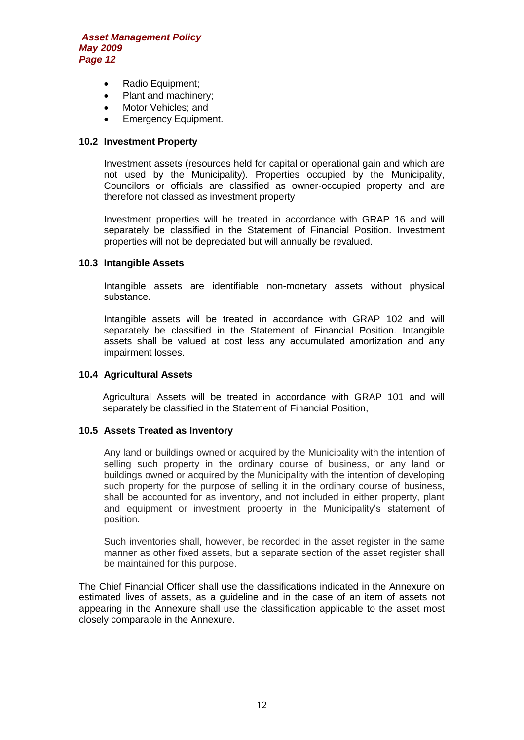- Radio Equipment;
- Plant and machinery;
- Motor Vehicles; and
- Emergency Equipment.

### 10.2 Investment Property

Investment assets (resources held for capital or operational gain and which are not used by the Municipality). Properties occupied by the Municipality, Councilors or officials are classified as owner-occupied property and are therefore not classed as investment property

Investment properties will be treated in accordance with GRAP 16 and will separately be classified in the Statement of Financial Position. Investment properties will not be depreciated but will annually be revalued.

### 10.3 Intangible Assets

Intangible assets are identifiable non-monetary assets without physical substance.

Intangible assets will be treated in accordance with GRAP 102 and will separately be classified in the Statement of Financial Position. Intangible assets shall be valued at cost less any accumulated amortization and any impairment losses.

### 10.4 Agricultural Assets

Agricultural Assets will be treated in accordance with GRAP 101 and will separately be classified in the Statement of Financial Position,

### 10.5 Assets Treated as Inventory

Any land or buildings owned or acquired by the Municipality with the intention of selling such property in the ordinary course of business, or any land or buildings owned or acquired by the Municipality with the intention of developing such property for the purpose of selling it in the ordinary course of business, shall be accounted for as inventory, and not included in either property, plant and equipment or investment property in the Municipality's statement of position.

Such inventories shall, however, be recorded in the asset register in the same manner as other fixed assets, but a separate section of the asset register shall be maintained for this purpose.

The Chief Financial Officer shall use the classifications indicated in the Annexure on estimated lives of assets, as a guideline and in the case of an item of assets not appearing in the Annexure shall use the classification applicable to the asset most closely comparable in the Annexure.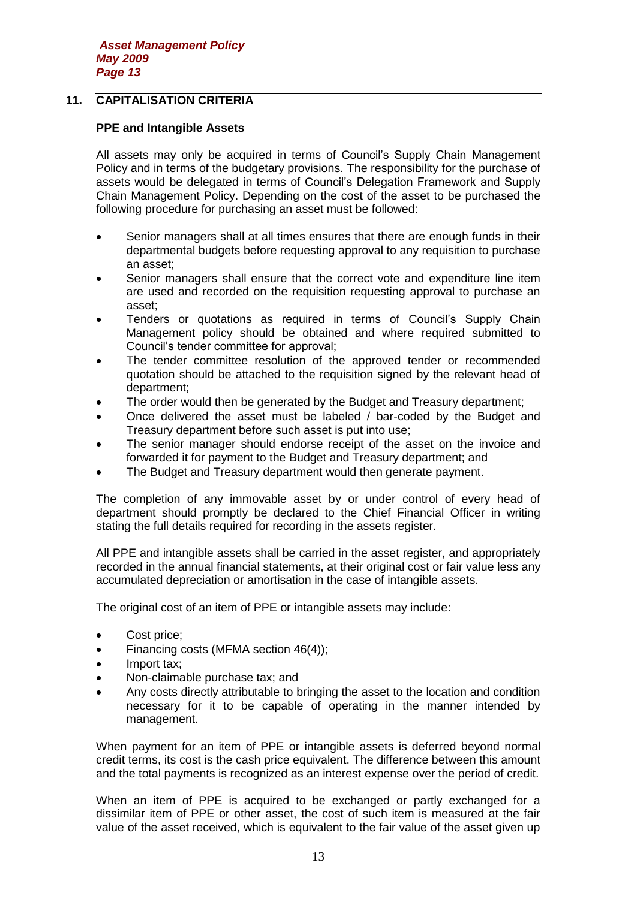## 11. CAPITALISATION CRITERIA

### PPE and Intangible Assets

All assets may only be acquired in terms of Council's Supply Chain Management Policy and in terms of the budgetary provisions. The responsibility for the purchase of assets would be delegated in terms of Council's Delegation Framework and Supply Chain Management Policy. Depending on the cost of the asset to be purchased the following procedure for purchasing an asset must be followed:

- Senior managers shall at all times ensures that there are enough funds in their departmental budgets before requesting approval to any requisition to purchase an asset;
- Senior managers shall ensure that the correct vote and expenditure line item are used and recorded on the requisition requesting approval to purchase an asset;
- Tenders or quotations as required in terms of Council's Supply Chain Management policy should be obtained and where required submitted to Council's tender committee for approval;
- The tender committee resolution of the approved tender or recommended quotation should be attached to the requisition signed by the relevant head of department;
- The order would then be generated by the Budget and Treasury department;
- Once delivered the asset must be labeled / bar-coded by the Budget and Treasury department before such asset is put into use;
- The senior manager should endorse receipt of the asset on the invoice and forwarded it for payment to the Budget and Treasury department; and
- The Budget and Treasury department would then generate payment.

The completion of any immovable asset by or under control of every head of department should promptly be declared to the Chief Financial Officer in writing stating the full details required for recording in the assets register.

All PPE and intangible assets shall be carried in the asset register, and appropriately recorded in the annual financial statements, at their original cost or fair value less any accumulated depreciation or amortisation in the case of intangible assets.

The original cost of an item of PPE or intangible assets may include:

- Cost price;
- Financing costs (MFMA section 46(4));
- Import tax;
- Non-claimable purchase tax; and
- Any costs directly attributable to bringing the asset to the location and condition necessary for it to be capable of operating in the manner intended by management.

When payment for an item of PPE or intangible assets is deferred beyond normal credit terms, its cost is the cash price equivalent. The difference between this amount and the total payments is recognized as an interest expense over the period of credit.

When an item of PPE is acquired to be exchanged or partly exchanged for a dissimilar item of PPE or other asset, the cost of such item is measured at the fair value of the asset received, which is equivalent to the fair value of the asset given up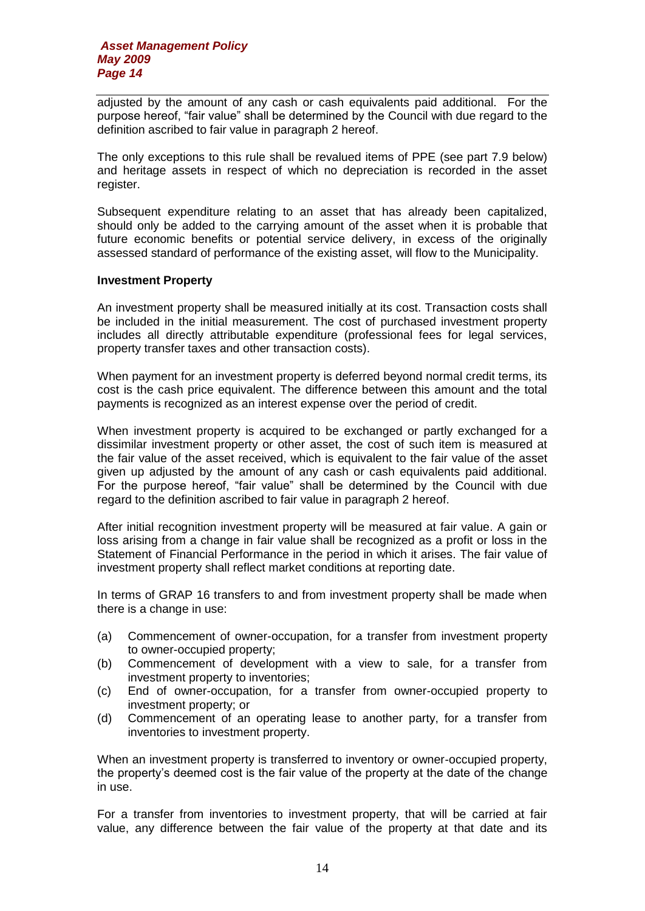adjusted by the amount of any cash or cash equivalents paid additional. For the purpose hereof, "fair value" shall be determined by the Council with due regard to the definition ascribed to fair value in paragraph 2 hereof.

The only exceptions to this rule shall be revalued items of PPE (see part 7.9 below) and heritage assets in respect of which no depreciation is recorded in the asset register.

Subsequent expenditure relating to an asset that has already been capitalized, should only be added to the carrying amount of the asset when it is probable that future economic benefits or potential service delivery, in excess of the originally assessed standard of performance of the existing asset, will flow to the Municipality.

**Investment Property**

An investment property shall be measured initially at its cost. Transaction costs shall be included in the initial measurement. The cost of purchased investment property includes all directly attributable expenditure (professional fees for legal services, property transfer taxes and other transaction costs).

When payment for an investment property is deferred beyond normal credit terms, its cost is the cash price equivalent. The difference between this amount and the total payments is recognized as an interest expense over the period of credit.

When investment property is acquired to be exchanged or partly exchanged for a dissimilar investment property or other asset, the cost of such item is measured at the fair value of the asset received, which is equivalent to the fair value of the asset given up adjusted by the amount of any cash or cash equivalents paid additional. For the purpose hereof, "fair value" shall be determined by the Council with due regard to the definition ascribed to fair value in paragraph 2 hereof.

After initial recognition investment property will be measured at fair value. A gain or loss arising from a change in fair value shall be recognized as a profit or loss in the Statement of Financial Performance in the period in which it arises. The fair value of investment property shall reflect market conditions at reporting date.

In terms of GRAP 16 transfers to and from investment property shall be made when there is a change in use:

(a) Commencement of owner-occupation, for a transfer from investment property to owner-occupied property;
(b) Commencement of development with a view to sale, for a transfer from investment property to inventories;
(c) End of owner-occupation, for a transfer from owner-occupied property to investment property; or
(d) Commencement of an operating lease to another party, for a transfer from inventories to investment property.

When an investment property is transferred to inventory or owner-occupied property, the property's deemed cost is the fair value of the property at the date of the change in use.

For a transfer from inventories to investment property, that will be carried at fair value, any difference between the fair value of the property at that date and its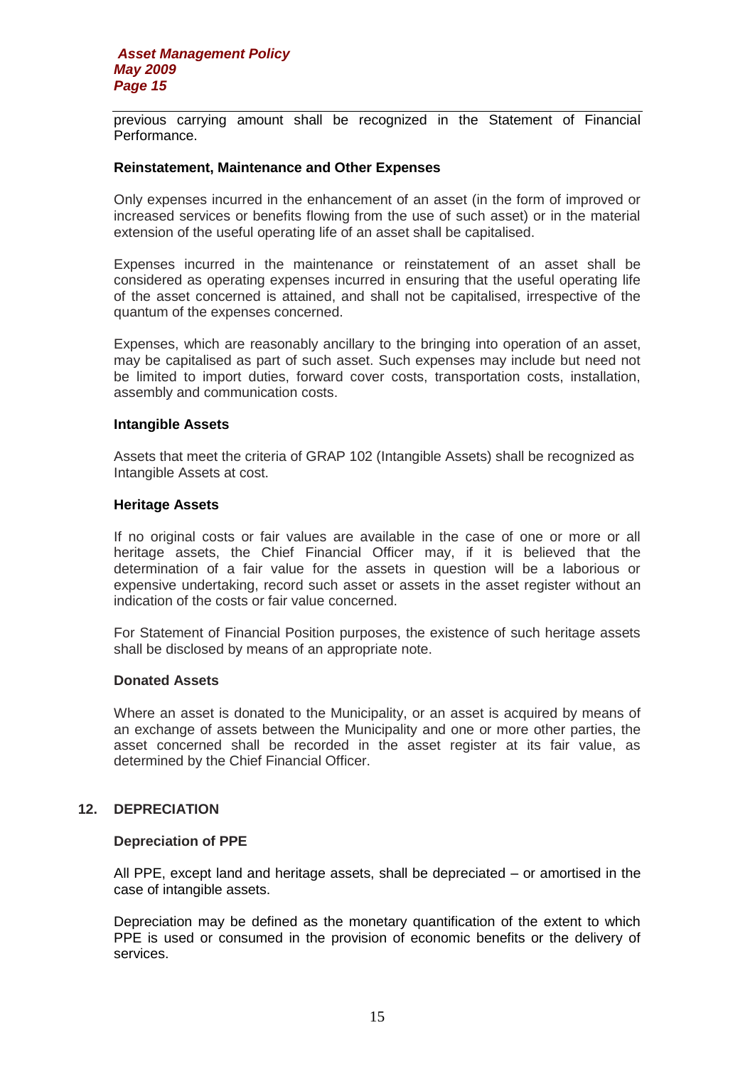previous carrying amount shall be recognized in the Statement of Financial Performance.

**Reinstatement, Maintenance and Other Expenses**

Only expenses incurred in the enhancement of an asset (in the form of improved or increased services or benefits flowing from the use of such asset) or in the material extension of the useful operating life of an asset shall be capitalised.

Expenses incurred in the maintenance or reinstatement of an asset shall be considered as operating expenses incurred in ensuring that the useful operating life of the asset concerned is attained, and shall not be capitalised, irrespective of the quantum of the expenses concerned.

Expenses, which are reasonably ancillary to the bringing into operation of an asset, may be capitalised as part of such asset. Such expenses may include but need not be limited to import duties, forward cover costs, transportation costs, installation, assembly and communication costs.

**Intangible Assets**

Assets that meet the criteria of GRAP 102 (Intangible Assets) shall be recognized as Intangible Assets at cost.

**Heritage Assets**

If no original costs or fair values are available in the case of one or more or all heritage assets, the Chief Financial Officer may, if it is believed that the determination of a fair value for the assets in question will be a laborious or expensive undertaking, record such asset or assets in the asset register without an indication of the costs or fair value concerned.

For Statement of Financial Position purposes, the existence of such heritage assets shall be disclosed by means of an appropriate note.

**Donated Assets**

Where an asset is donated to the Municipality, or an asset is acquired by means of an exchange of assets between the Municipality and one or more other parties, the asset concerned shall be recorded in the asset register at its fair value, as determined by the Chief Financial Officer.

## 12. DEPRECIATION

**Depreciation of PPE**

All PPE, except land and heritage assets, shall be depreciated – or amortised in the case of intangible assets.

Depreciation may be defined as the monetary quantification of the extent to which PPE is used or consumed in the provision of economic benefits or the delivery of services.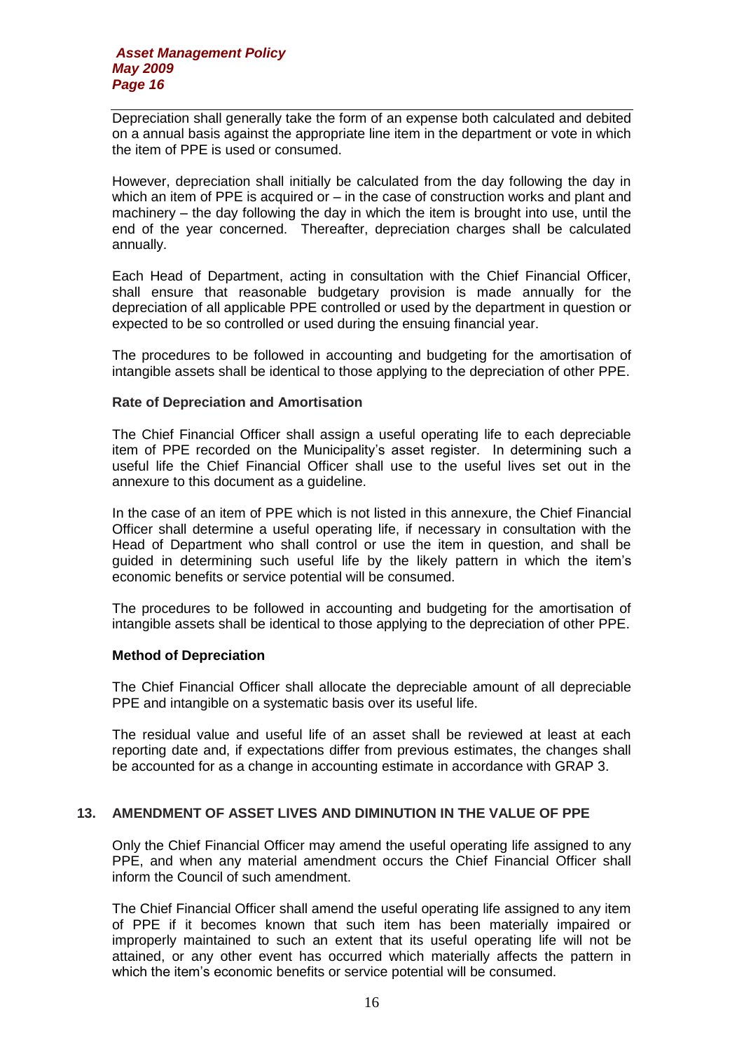Depreciation shall generally take the form of an expense both calculated and debited on a annual basis against the appropriate line item in the department or vote in which the item of PPE is used or consumed.

However, depreciation shall initially be calculated from the day following the day in which an item of PPE is acquired or – in the case of construction works and plant and machinery – the day following the day in which the item is brought into use, until the end of the year concerned. Thereafter, depreciation charges shall be calculated annually.

Each Head of Department, acting in consultation with the Chief Financial Officer, shall ensure that reasonable budgetary provision is made annually for the depreciation of all applicable PPE controlled or used by the department in question or expected to be so controlled or used during the ensuing financial year.

The procedures to be followed in accounting and budgeting for the amortisation of intangible assets shall be identical to those applying to the depreciation of other PPE.

**Rate of Depreciation and Amortisation**

The Chief Financial Officer shall assign a useful operating life to each depreciable item of PPE recorded on the Municipality's asset register. In determining such a useful life the Chief Financial Officer shall use to the useful lives set out in the annexure to this document as a guideline.

In the case of an item of PPE which is not listed in this annexure, the Chief Financial Officer shall determine a useful operating life, if necessary in consultation with the Head of Department who shall control or use the item in question, and shall be guided in determining such useful life by the likely pattern in which the item's economic benefits or service potential will be consumed.

The procedures to be followed in accounting and budgeting for the amortisation of intangible assets shall be identical to those applying to the depreciation of other PPE.

**Method of Depreciation**

The Chief Financial Officer shall allocate the depreciable amount of all depreciable PPE and intangible on a systematic basis over its useful life.

The residual value and useful life of an asset shall be reviewed at least at each reporting date and, if expectations differ from previous estimates, the changes shall be accounted for as a change in accounting estimate in accordance with GRAP 3.

## 13. AMENDMENT OF ASSET LIVES AND DIMINUTION IN THE VALUE OF PPE

Only the Chief Financial Officer may amend the useful operating life assigned to any PPE, and when any material amendment occurs the Chief Financial Officer shall inform the Council of such amendment.

The Chief Financial Officer shall amend the useful operating life assigned to any item of PPE if it becomes known that such item has been materially impaired or improperly maintained to such an extent that its useful operating life will not be attained, or any other event has occurred which materially affects the pattern in which the item's economic benefits or service potential will be consumed.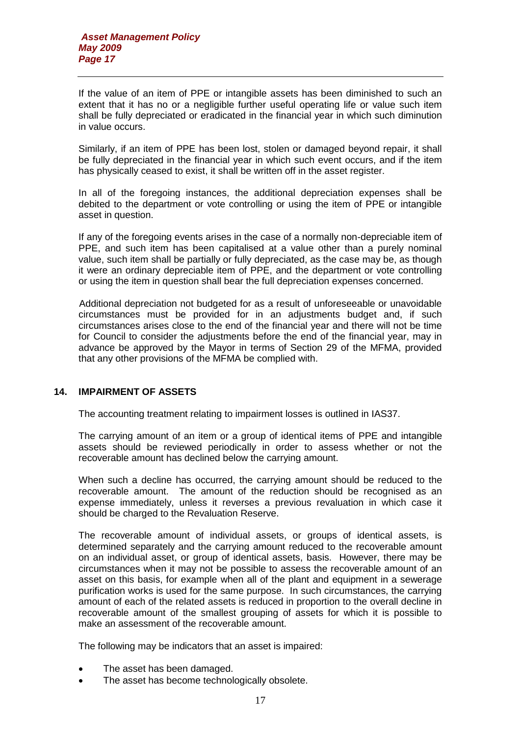If the value of an item of PPE or intangible assets has been diminished to such an extent that it has no or a negligible further useful operating life or value such item shall be fully depreciated or eradicated in the financial year in which such diminution in value occurs.

Similarly, if an item of PPE has been lost, stolen or damaged beyond repair, it shall be fully depreciated in the financial year in which such event occurs, and if the item has physically ceased to exist, it shall be written off in the asset register.

In all of the foregoing instances, the additional depreciation expenses shall be debited to the department or vote controlling or using the item of PPE or intangible asset in question.

If any of the foregoing events arises in the case of a normally non-depreciable item of PPE, and such item has been capitalised at a value other than a purely nominal value, such item shall be partially or fully depreciated, as the case may be, as though it were an ordinary depreciable item of PPE, and the department or vote controlling or using the item in question shall bear the full depreciation expenses concerned.

Additional depreciation not budgeted for as a result of unforeseeable or unavoidable circumstances must be provided for in an adjustments budget and, if such circumstances arises close to the end of the financial year and there will not be time for Council to consider the adjustments before the end of the financial year, may in advance be approved by the Mayor in terms of Section 29 of the MFMA, provided that any other provisions of the MFMA be complied with.

## 14. IMPAIRMENT OF ASSETS

The accounting treatment relating to impairment losses is outlined in IAS37.

The carrying amount of an item or a group of identical items of PPE and intangible assets should be reviewed periodically in order to assess whether or not the recoverable amount has declined below the carrying amount.

When such a decline has occurred, the carrying amount should be reduced to the recoverable amount. The amount of the reduction should be recognised as an expense immediately, unless it reverses a previous revaluation in which case it should be charged to the Revaluation Reserve.

The recoverable amount of individual assets, or groups of identical assets, is determined separately and the carrying amount reduced to the recoverable amount on an individual asset, or group of identical assets, basis. However, there may be circumstances when it may not be possible to assess the recoverable amount of an asset on this basis, for example when all of the plant and equipment in a sewerage purification works is used for the same purpose. In such circumstances, the carrying amount of each of the related assets is reduced in proportion to the overall decline in recoverable amount of the smallest grouping of assets for which it is possible to make an assessment of the recoverable amount.

The following may be indicators that an asset is impaired:

- The asset has been damaged.
- The asset has become technologically obsolete.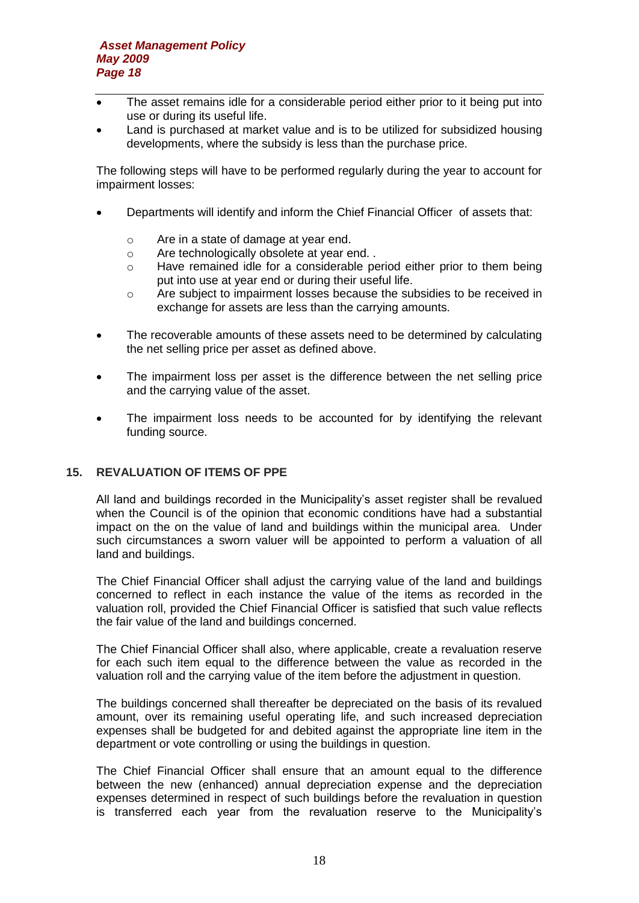- The asset remains idle for a considerable period either prior to it being put into use or during its useful life.
- Land is purchased at market value and is to be utilized for subsidized housing developments, where the subsidy is less than the purchase price.

The following steps will have to be performed regularly during the year to account for impairment losses:

- Departments will identify and inform the Chief Financial Officer of assets that:
  - Are in a state of damage at year end.
  - Are technologically obsolete at year end. .
  - Have remained idle for a considerable period either prior to them being put into use at year end or during their useful life.
  - Are subject to impairment losses because the subsidies to be received in exchange for assets are less than the carrying amounts.
- The recoverable amounts of these assets need to be determined by calculating the net selling price per asset as defined above.
- The impairment loss per asset is the difference between the net selling price and the carrying value of the asset.
- The impairment loss needs to be accounted for by identifying the relevant funding source.

## 15. REVALUATION OF ITEMS OF PPE

All land and buildings recorded in the Municipality's asset register shall be revalued when the Council is of the opinion that economic conditions have had a substantial impact on the on the value of land and buildings within the municipal area. Under such circumstances a sworn valuer will be appointed to perform a valuation of all land and buildings.

The Chief Financial Officer shall adjust the carrying value of the land and buildings concerned to reflect in each instance the value of the items as recorded in the valuation roll, provided the Chief Financial Officer is satisfied that such value reflects the fair value of the land and buildings concerned.

The Chief Financial Officer shall also, where applicable, create a revaluation reserve for each such item equal to the difference between the value as recorded in the valuation roll and the carrying value of the item before the adjustment in question.

The buildings concerned shall thereafter be depreciated on the basis of its revalued amount, over its remaining useful operating life, and such increased depreciation expenses shall be budgeted for and debited against the appropriate line item in the department or vote controlling or using the buildings in question.

The Chief Financial Officer shall ensure that an amount equal to the difference between the new (enhanced) annual depreciation expense and the depreciation expenses determined in respect of such buildings before the revaluation in question is transferred each year from the revaluation reserve to the Municipality's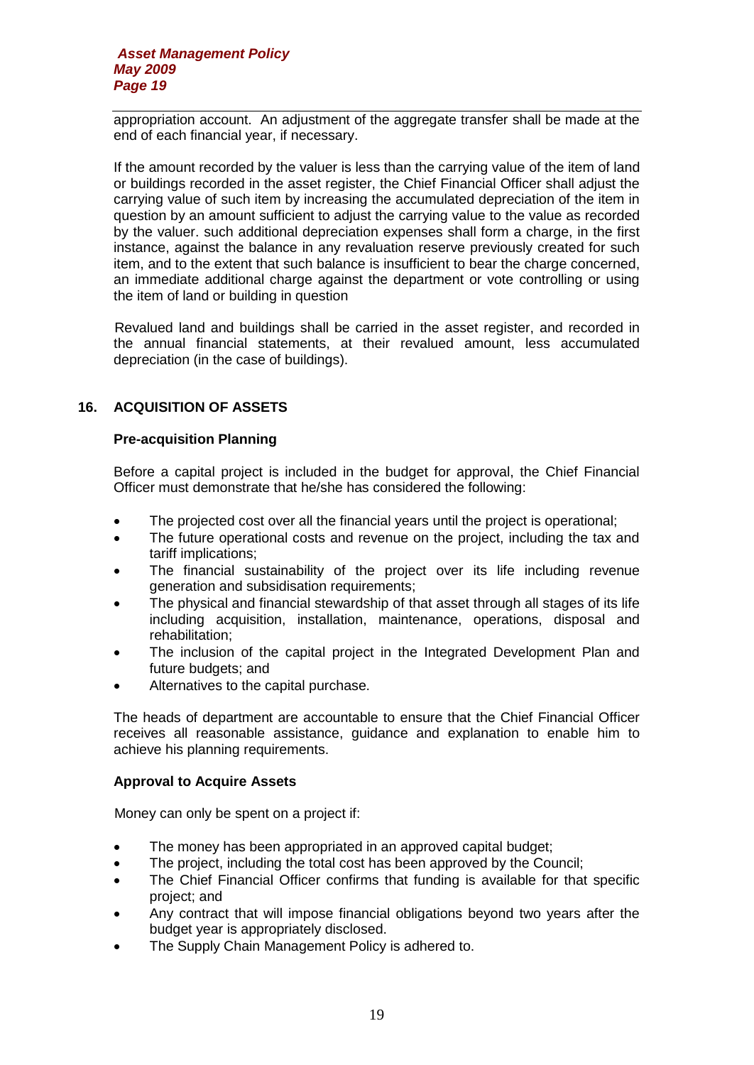appropriation account. An adjustment of the aggregate transfer shall be made at the end of each financial year, if necessary.

If the amount recorded by the valuer is less than the carrying value of the item of land or buildings recorded in the asset register, the Chief Financial Officer shall adjust the carrying value of such item by increasing the accumulated depreciation of the item in question by an amount sufficient to adjust the carrying value to the value as recorded by the valuer. such additional depreciation expenses shall form a charge, in the first instance, against the balance in any revaluation reserve previously created for such item, and to the extent that such balance is insufficient to bear the charge concerned, an immediate additional charge against the department or vote controlling or using the item of land or building in question

Revalued land and buildings shall be carried in the asset register, and recorded in the annual financial statements, at their revalued amount, less accumulated depreciation (in the case of buildings).

## 16. ACQUISITION OF ASSETS

### Pre-acquisition Planning

Before a capital project is included in the budget for approval, the Chief Financial Officer must demonstrate that he/she has considered the following:

- The projected cost over all the financial years until the project is operational;
- The future operational costs and revenue on the project, including the tax and tariff implications;
- The financial sustainability of the project over its life including revenue generation and subsidisation requirements;
- The physical and financial stewardship of that asset through all stages of its life including acquisition, installation, maintenance, operations, disposal and rehabilitation;
- The inclusion of the capital project in the Integrated Development Plan and future budgets; and
- Alternatives to the capital purchase.

The heads of department are accountable to ensure that the Chief Financial Officer receives all reasonable assistance, guidance and explanation to enable him to achieve his planning requirements.

### Approval to Acquire Assets

Money can only be spent on a project if:

- The money has been appropriated in an approved capital budget;
- The project, including the total cost has been approved by the Council;
- The Chief Financial Officer confirms that funding is available for that specific project; and
- Any contract that will impose financial obligations beyond two years after the budget year is appropriately disclosed.
- The Supply Chain Management Policy is adhered to.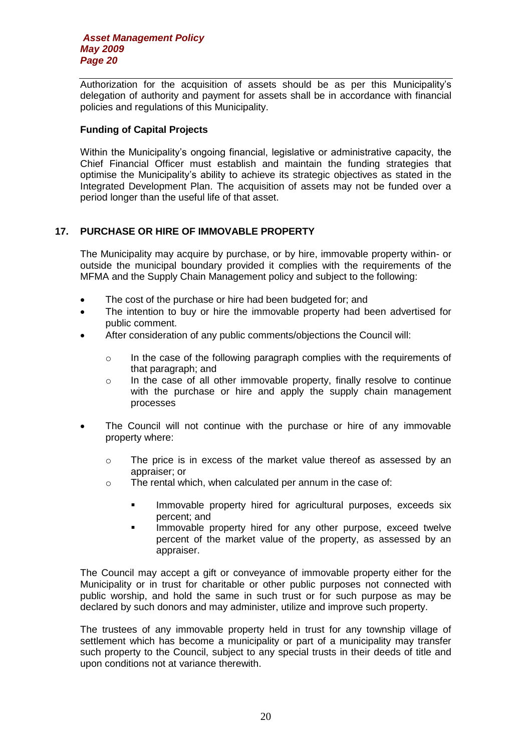Authorization for the acquisition of assets should be as per this Municipality's delegation of authority and payment for assets shall be in accordance with financial policies and regulations of this Municipality.

**Funding of Capital Projects**

Within the Municipality's ongoing financial, legislative or administrative capacity, the Chief Financial Officer must establish and maintain the funding strategies that optimise the Municipality's ability to achieve its strategic objectives as stated in the Integrated Development Plan. The acquisition of assets may not be funded over a period longer than the useful life of that asset.

## 17. PURCHASE OR HIRE OF IMMOVABLE PROPERTY

The Municipality may acquire by purchase, or by hire, immovable property within- or outside the municipal boundary provided it complies with the requirements of the MFMA and the Supply Chain Management policy and subject to the following:

- The cost of the purchase or hire had been budgeted for; and
- The intention to buy or hire the immovable property had been advertised for public comment.
- After consideration of any public comments/objections the Council will:
  - In the case of the following paragraph complies with the requirements of that paragraph; and
  - In the case of all other immovable property, finally resolve to continue with the purchase or hire and apply the supply chain management processes
- The Council will not continue with the purchase or hire of any immovable property where:
  - The price is in excess of the market value thereof as assessed by an appraiser; or
  - The rental which, when calculated per annum in the case of:
    - Immovable property hired for agricultural purposes, exceeds six percent; and
    - Immovable property hired for any other purpose, exceed twelve percent of the market value of the property, as assessed by an appraiser.

The Council may accept a gift or conveyance of immovable property either for the Municipality or in trust for charitable or other public purposes not connected with public worship, and hold the same in such trust or for such purpose as may be declared by such donors and may administer, utilize and improve such property.

The trustees of any immovable property held in trust for any township village of settlement which has become a municipality or part of a municipality may transfer such property to the Council, subject to any special trusts in their deeds of title and upon conditions not at variance therewith.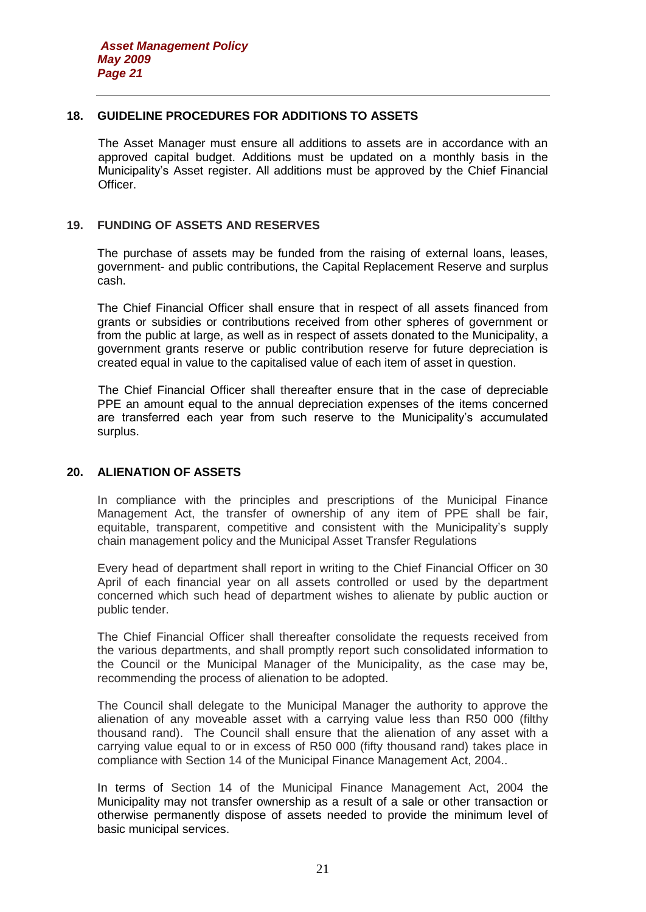## 18. GUIDELINE PROCEDURES FOR ADDITIONS TO ASSETS

The Asset Manager must ensure all additions to assets are in accordance with an approved capital budget. Additions must be updated on a monthly basis in the Municipality's Asset register. All additions must be approved by the Chief Financial Officer.

## 19. FUNDING OF ASSETS AND RESERVES

The purchase of assets may be funded from the raising of external loans, leases, government- and public contributions, the Capital Replacement Reserve and surplus cash.

The Chief Financial Officer shall ensure that in respect of all assets financed from grants or subsidies or contributions received from other spheres of government or from the public at large, as well as in respect of assets donated to the Municipality, a government grants reserve or public contribution reserve for future depreciation is created equal in value to the capitalised value of each item of asset in question.

The Chief Financial Officer shall thereafter ensure that in the case of depreciable PPE an amount equal to the annual depreciation expenses of the items concerned are transferred each year from such reserve to the Municipality's accumulated surplus.

## 20. ALIENATION OF ASSETS

In compliance with the principles and prescriptions of the Municipal Finance Management Act, the transfer of ownership of any item of PPE shall be fair, equitable, transparent, competitive and consistent with the Municipality's supply chain management policy and the Municipal Asset Transfer Regulations

Every head of department shall report in writing to the Chief Financial Officer on 30 April of each financial year on all assets controlled or used by the department concerned which such head of department wishes to alienate by public auction or public tender.

The Chief Financial Officer shall thereafter consolidate the requests received from the various departments, and shall promptly report such consolidated information to the Council or the Municipal Manager of the Municipality, as the case may be, recommending the process of alienation to be adopted.

The Council shall delegate to the Municipal Manager the authority to approve the alienation of any moveable asset with a carrying value less than R50 000 (filthy thousand rand). The Council shall ensure that the alienation of any asset with a carrying value equal to or in excess of R50 000 (fifty thousand rand) takes place in compliance with Section 14 of the Municipal Finance Management Act, 2004..

In terms of Section 14 of the Municipal Finance Management Act, 2004 the Municipality may not transfer ownership as a result of a sale or other transaction or otherwise permanently dispose of assets needed to provide the minimum level of basic municipal services.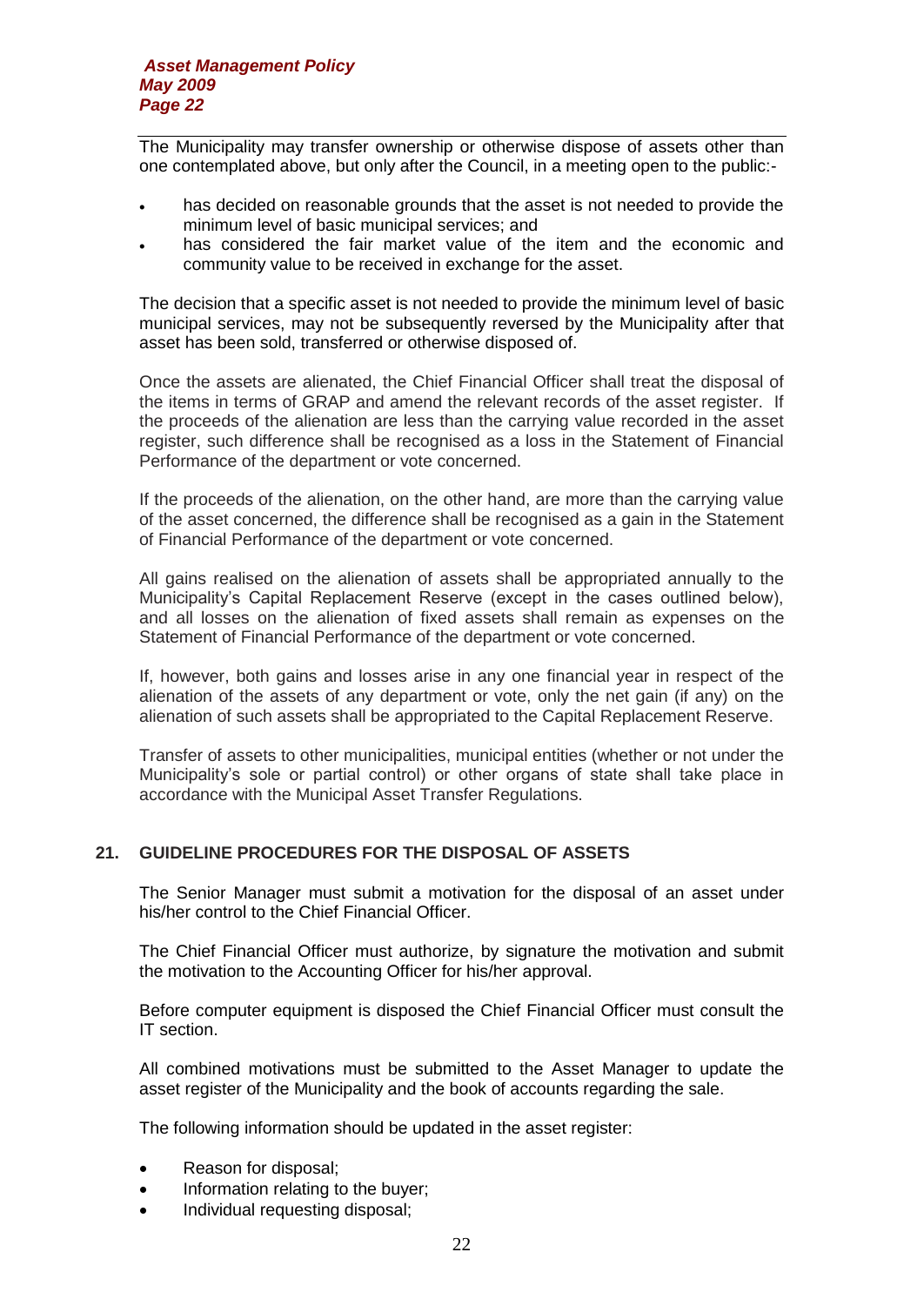The Municipality may transfer ownership or otherwise dispose of assets other than one contemplated above, but only after the Council, in a meeting open to the public:-

- has decided on reasonable grounds that the asset is not needed to provide the minimum level of basic municipal services; and
- has considered the fair market value of the item and the economic and community value to be received in exchange for the asset.

The decision that a specific asset is not needed to provide the minimum level of basic municipal services, may not be subsequently reversed by the Municipality after that asset has been sold, transferred or otherwise disposed of.

Once the assets are alienated, the Chief Financial Officer shall treat the disposal of the items in terms of GRAP and amend the relevant records of the asset register. If the proceeds of the alienation are less than the carrying value recorded in the asset register, such difference shall be recognised as a loss in the Statement of Financial Performance of the department or vote concerned.

If the proceeds of the alienation, on the other hand, are more than the carrying value of the asset concerned, the difference shall be recognised as a gain in the Statement of Financial Performance of the department or vote concerned.

All gains realised on the alienation of assets shall be appropriated annually to the Municipality's Capital Replacement Reserve (except in the cases outlined below), and all losses on the alienation of fixed assets shall remain as expenses on the Statement of Financial Performance of the department or vote concerned.

If, however, both gains and losses arise in any one financial year in respect of the alienation of the assets of any department or vote, only the net gain (if any) on the alienation of such assets shall be appropriated to the Capital Replacement Reserve.

Transfer of assets to other municipalities, municipal entities (whether or not under the Municipality's sole or partial control) or other organs of state shall take place in accordance with the Municipal Asset Transfer Regulations.

## 21. GUIDELINE PROCEDURES FOR THE DISPOSAL OF ASSETS

The Senior Manager must submit a motivation for the disposal of an asset under his/her control to the Chief Financial Officer.

The Chief Financial Officer must authorize, by signature the motivation and submit the motivation to the Accounting Officer for his/her approval.

Before computer equipment is disposed the Chief Financial Officer must consult the IT section.

All combined motivations must be submitted to the Asset Manager to update the asset register of the Municipality and the book of accounts regarding the sale.

The following information should be updated in the asset register:

- Reason for disposal;
- Information relating to the buyer;
- Individual requesting disposal;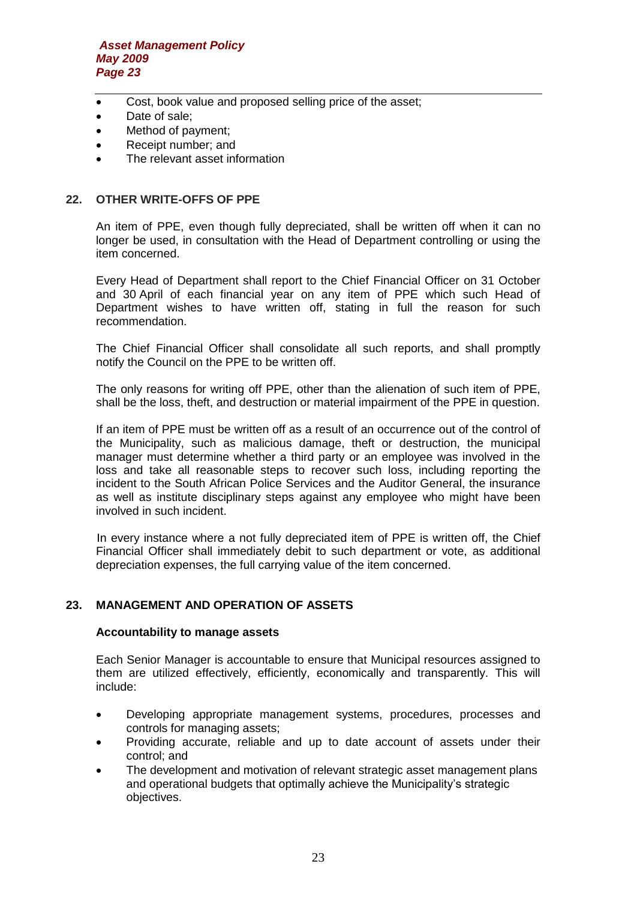- Cost, book value and proposed selling price of the asset;
- Date of sale;
- Method of payment;
- Receipt number; and
- The relevant asset information

## 22. OTHER WRITE-OFFS OF PPE

An item of PPE, even though fully depreciated, shall be written off when it can no longer be used, in consultation with the Head of Department controlling or using the item concerned.

Every Head of Department shall report to the Chief Financial Officer on 31 October and 30 April of each financial year on any item of PPE which such Head of Department wishes to have written off, stating in full the reason for such recommendation.

The Chief Financial Officer shall consolidate all such reports, and shall promptly notify the Council on the PPE to be written off.

The only reasons for writing off PPE, other than the alienation of such item of PPE, shall be the loss, theft, and destruction or material impairment of the PPE in question.

If an item of PPE must be written off as a result of an occurrence out of the control of the Municipality, such as malicious damage, theft or destruction, the municipal manager must determine whether a third party or an employee was involved in the loss and take all reasonable steps to recover such loss, including reporting the incident to the South African Police Services and the Auditor General, the insurance as well as institute disciplinary steps against any employee who might have been involved in such incident.

In every instance where a not fully depreciated item of PPE is written off, the Chief Financial Officer shall immediately debit to such department or vote, as additional depreciation expenses, the full carrying value of the item concerned.

## 23. MANAGEMENT AND OPERATION OF ASSETS

**Accountability to manage assets**

Each Senior Manager is accountable to ensure that Municipal resources assigned to them are utilized effectively, efficiently, economically and transparently. This will include:

- Developing appropriate management systems, procedures, processes and controls for managing assets;
- Providing accurate, reliable and up to date account of assets under their control; and
- The development and motivation of relevant strategic asset management plans and operational budgets that optimally achieve the Municipality's strategic objectives.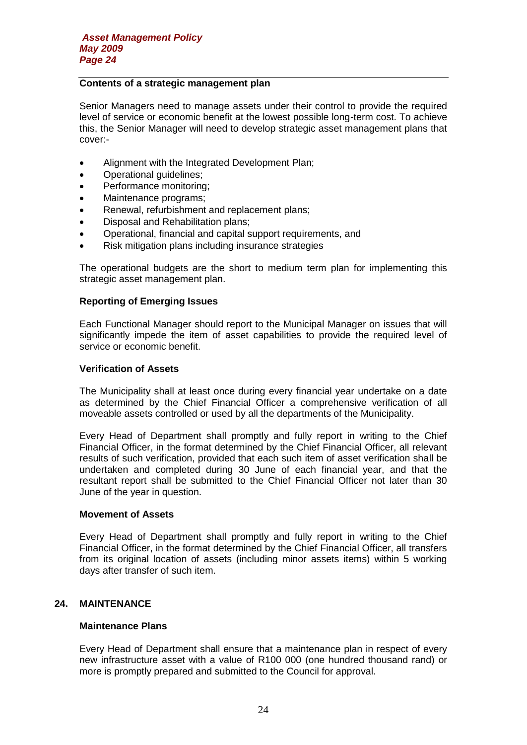**Contents of a strategic management plan**

Senior Managers need to manage assets under their control to provide the required level of service or economic benefit at the lowest possible long-term cost. To achieve this, the Senior Manager will need to develop strategic asset management plans that cover:-

- Alignment with the Integrated Development Plan;
- Operational guidelines;
- Performance monitoring;
- Maintenance programs;
- Renewal, refurbishment and replacement plans;
- Disposal and Rehabilitation plans;
- Operational, financial and capital support requirements, and
- Risk mitigation plans including insurance strategies

The operational budgets are the short to medium term plan for implementing this strategic asset management plan.

**Reporting of Emerging Issues**

Each Functional Manager should report to the Municipal Manager on issues that will significantly impede the item of asset capabilities to provide the required level of service or economic benefit.

**Verification of Assets**

The Municipality shall at least once during every financial year undertake on a date as determined by the Chief Financial Officer a comprehensive verification of all moveable assets controlled or used by all the departments of the Municipality.

Every Head of Department shall promptly and fully report in writing to the Chief Financial Officer, in the format determined by the Chief Financial Officer, all relevant results of such verification, provided that each such item of asset verification shall be undertaken and completed during 30 June of each financial year, and that the resultant report shall be submitted to the Chief Financial Officer not later than 30 June of the year in question.

**Movement of Assets**

Every Head of Department shall promptly and fully report in writing to the Chief Financial Officer, in the format determined by the Chief Financial Officer, all transfers from its original location of assets (including minor assets items) within 5 working days after transfer of such item.

## 24. MAINTENANCE

**Maintenance Plans**

Every Head of Department shall ensure that a maintenance plan in respect of every new infrastructure asset with a value of R100 000 (one hundred thousand rand) or more is promptly prepared and submitted to the Council for approval.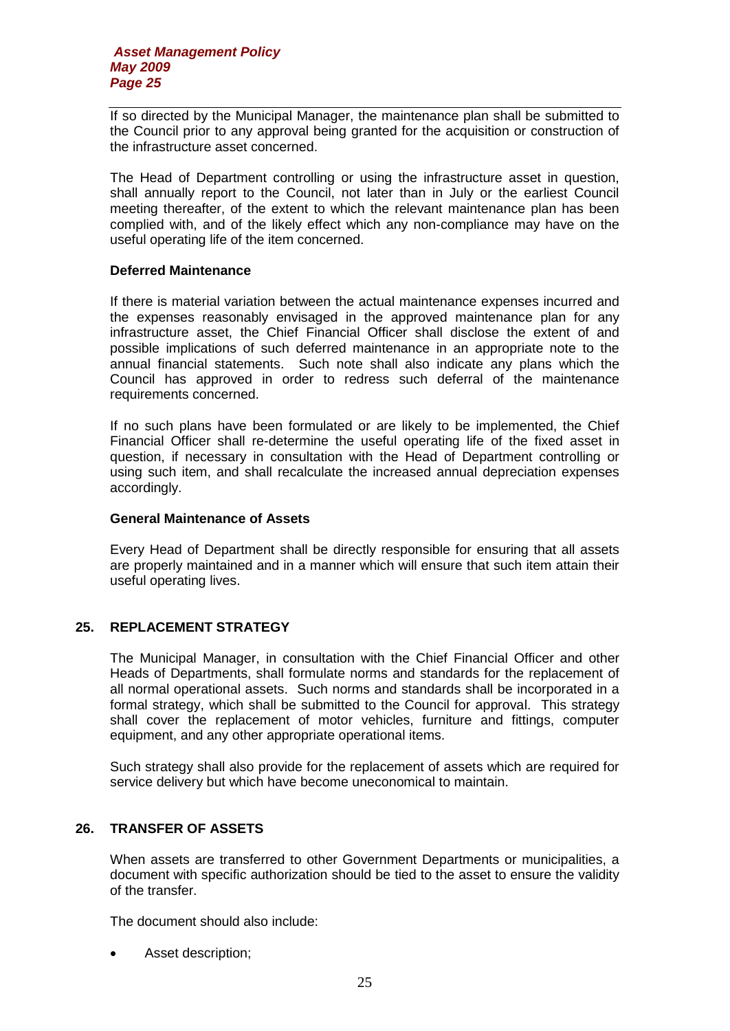If so directed by the Municipal Manager, the maintenance plan shall be submitted to the Council prior to any approval being granted for the acquisition or construction of the infrastructure asset concerned.

The Head of Department controlling or using the infrastructure asset in question, shall annually report to the Council, not later than in July or the earliest Council meeting thereafter, of the extent to which the relevant maintenance plan has been complied with, and of the likely effect which any non-compliance may have on the useful operating life of the item concerned.

**Deferred Maintenance**

If there is material variation between the actual maintenance expenses incurred and the expenses reasonably envisaged in the approved maintenance plan for any infrastructure asset, the Chief Financial Officer shall disclose the extent of and possible implications of such deferred maintenance in an appropriate note to the annual financial statements. Such note shall also indicate any plans which the Council has approved in order to redress such deferral of the maintenance requirements concerned.

If no such plans have been formulated or are likely to be implemented, the Chief Financial Officer shall re-determine the useful operating life of the fixed asset in question, if necessary in consultation with the Head of Department controlling or using such item, and shall recalculate the increased annual depreciation expenses accordingly.

**General Maintenance of Assets**

Every Head of Department shall be directly responsible for ensuring that all assets are properly maintained and in a manner which will ensure that such item attain their useful operating lives.

## 25. REPLACEMENT STRATEGY

The Municipal Manager, in consultation with the Chief Financial Officer and other Heads of Departments, shall formulate norms and standards for the replacement of all normal operational assets. Such norms and standards shall be incorporated in a formal strategy, which shall be submitted to the Council for approval. This strategy shall cover the replacement of motor vehicles, furniture and fittings, computer equipment, and any other appropriate operational items.

Such strategy shall also provide for the replacement of assets which are required for service delivery but which have become uneconomical to maintain.

## 26. TRANSFER OF ASSETS

When assets are transferred to other Government Departments or municipalities, a document with specific authorization should be tied to the asset to ensure the validity of the transfer.

The document should also include:

- Asset description;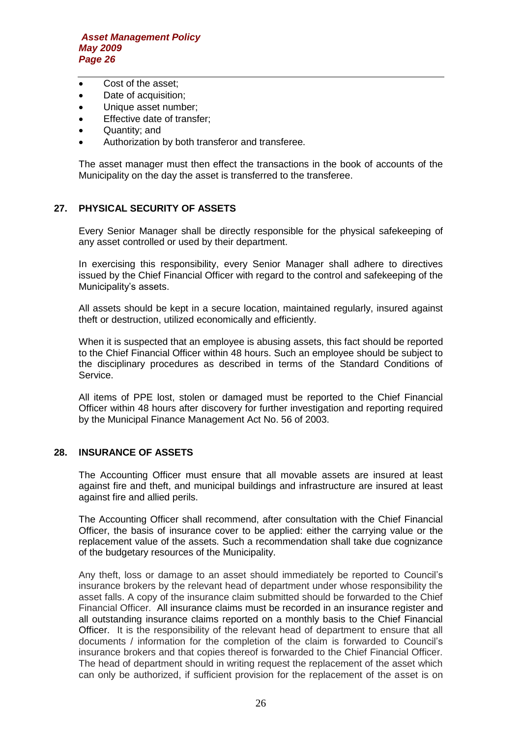- Cost of the asset;
- Date of acquisition;
- Unique asset number;
- Effective date of transfer;
- Quantity; and
- Authorization by both transferor and transferee.

The asset manager must then effect the transactions in the book of accounts of the Municipality on the day the asset is transferred to the transferee.

## 27. PHYSICAL SECURITY OF ASSETS

Every Senior Manager shall be directly responsible for the physical safekeeping of any asset controlled or used by their department.

In exercising this responsibility, every Senior Manager shall adhere to directives issued by the Chief Financial Officer with regard to the control and safekeeping of the Municipality's assets.

All assets should be kept in a secure location, maintained regularly, insured against theft or destruction, utilized economically and efficiently.

When it is suspected that an employee is abusing assets, this fact should be reported to the Chief Financial Officer within 48 hours. Such an employee should be subject to the disciplinary procedures as described in terms of the Standard Conditions of Service.

All items of PPE lost, stolen or damaged must be reported to the Chief Financial Officer within 48 hours after discovery for further investigation and reporting required by the Municipal Finance Management Act No. 56 of 2003.

## 28. INSURANCE OF ASSETS

The Accounting Officer must ensure that all movable assets are insured at least against fire and theft, and municipal buildings and infrastructure are insured at least against fire and allied perils.

The Accounting Officer shall recommend, after consultation with the Chief Financial Officer, the basis of insurance cover to be applied: either the carrying value or the replacement value of the assets. Such a recommendation shall take due cognizance of the budgetary resources of the Municipality.

Any theft, loss or damage to an asset should immediately be reported to Council's insurance brokers by the relevant head of department under whose responsibility the asset falls. A copy of the insurance claim submitted should be forwarded to the Chief Financial Officer. All insurance claims must be recorded in an insurance register and all outstanding insurance claims reported on a monthly basis to the Chief Financial Officer. It is the responsibility of the relevant head of department to ensure that all documents / information for the completion of the claim is forwarded to Council's insurance brokers and that copies thereof is forwarded to the Chief Financial Officer. The head of department should in writing request the replacement of the asset which can only be authorized, if sufficient provision for the replacement of the asset is on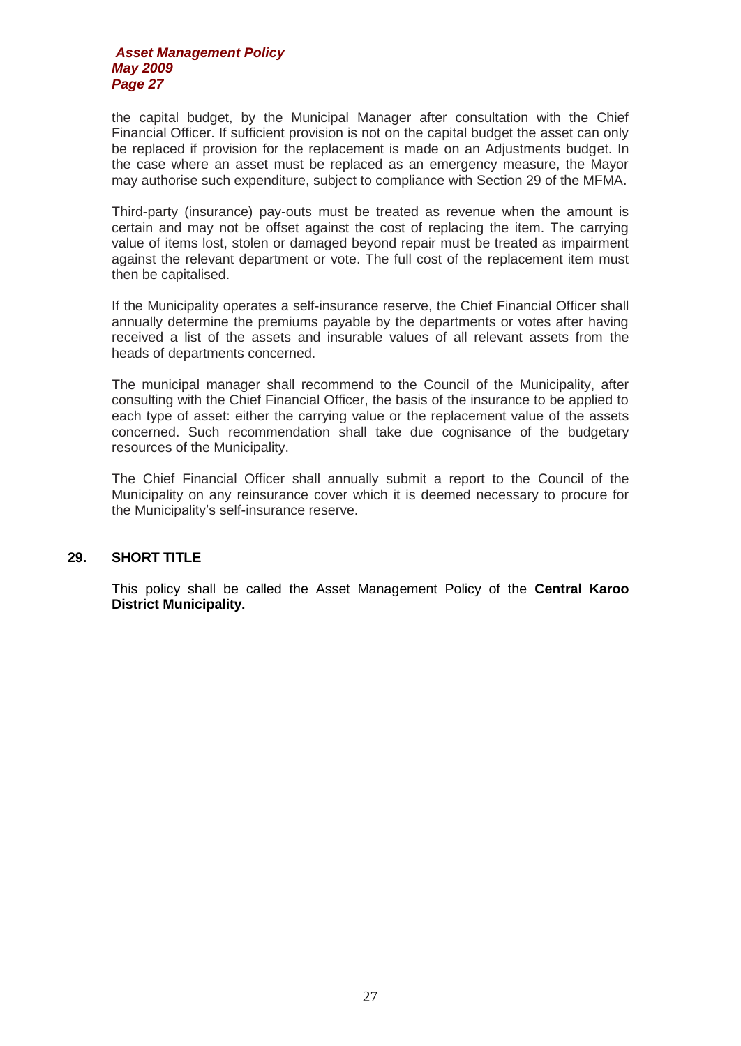the capital budget, by the Municipal Manager after consultation with the Chief Financial Officer. If sufficient provision is not on the capital budget the asset can only be replaced if provision for the replacement is made on an Adjustments budget. In the case where an asset must be replaced as an emergency measure, the Mayor may authorise such expenditure, subject to compliance with Section 29 of the MFMA.

Third-party (insurance) pay-outs must be treated as revenue when the amount is certain and may not be offset against the cost of replacing the item. The carrying value of items lost, stolen or damaged beyond repair must be treated as impairment against the relevant department or vote. The full cost of the replacement item must then be capitalised.

If the Municipality operates a self-insurance reserve, the Chief Financial Officer shall annually determine the premiums payable by the departments or votes after having received a list of the assets and insurable values of all relevant assets from the heads of departments concerned.

The municipal manager shall recommend to the Council of the Municipality, after consulting with the Chief Financial Officer, the basis of the insurance to be applied to each type of asset: either the carrying value or the replacement value of the assets concerned. Such recommendation shall take due cognisance of the budgetary resources of the Municipality.

The Chief Financial Officer shall annually submit a report to the Council of the Municipality on any reinsurance cover which it is deemed necessary to procure for the Municipality's self-insurance reserve.

## 29. SHORT TITLE

This policy shall be called the Asset Management Policy of the **Central Karoo District Municipality.**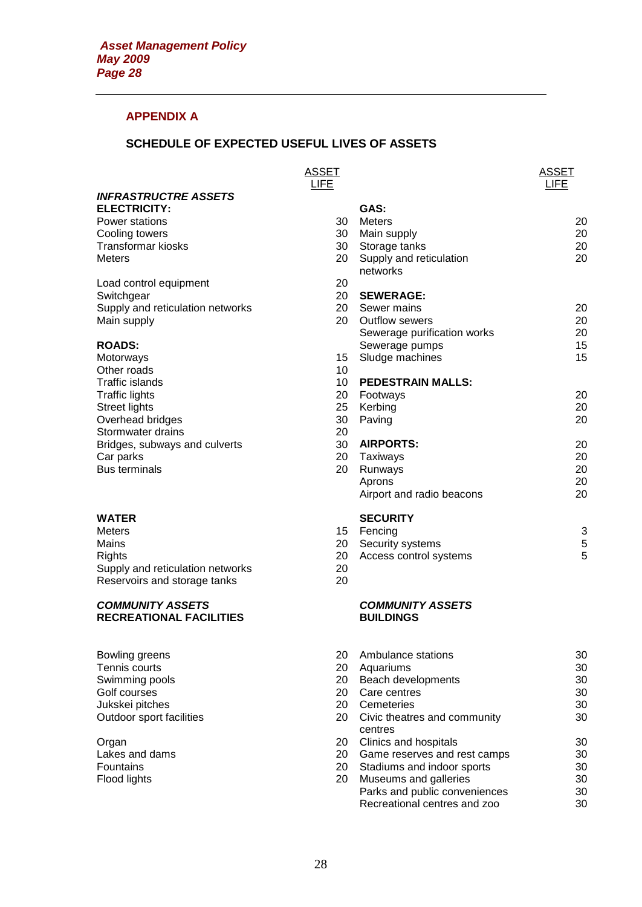## APPENDIX A

### SCHEDULE OF EXPECTED USEFUL LIVES OF ASSETS

| | ASSET LIFE |
|---|---|
| ***INFRASTRUCTRE ASSETS*** | |
| **ELECTRICITY:** | |
| Power stations | 30 |
| Cooling towers | 30 |
| Transformar kiosks | 30 |
| Meters | 20 |
| Load control equipment | 20 |
| Switchgear | 20 |
| Supply and reticulation networks | 20 |
| Main supply | 20 |
| **ROADS:** | |
| Motorways | 15 |
| Other roads | 10 |
| Traffic islands | 10 |
| Traffic lights | 20 |
| Street lights | 25 |
| Overhead bridges | 30 |
| Stormwater drains | 20 |
| Bridges, subways and culverts | 30 |
| Car parks | 20 |
| Bus terminals | 20 |
| **WATER** | |
| Meters | 15 |
| Mains | 20 |
| Rights | 20 |
| Supply and reticulation networks | 20 |
| Reservoirs and storage tanks | 20 |

| | ASSET LIFE |
|---|---|
| **GAS:** | |
| Meters | 20 |
| Main supply | 20 |
| Storage tanks | 20 |
| Supply and reticulation networks | 20 |
| **SEWERAGE:** | |
| Sewer mains | 20 |
| Outflow sewers | 20 |
| Sewerage purification works | 20 |
| Sewerage pumps | 15 |
| Sludge machines | 15 |
| **PEDESTRAIN MALLS:** | |
| Footways | 20 |
| Kerbing | 20 |
| Paving | 20 |
| **AIRPORTS:** | 20 |
| Taxiways | 20 |
| Runways | 20 |
| Aprons | 20 |
| Airport and radio beacons | 20 |
| **SECURITY** | |
| Fencing | 3 |
| Security systems | 5 |
| Access control systems | 5 |

| ***COMMUNITY ASSETS*** **RECREATIONAL FACILITIES** | ASSET LIFE |
|---|---|
| Bowling greens | 20 |
| Tennis courts | 20 |
| Swimming pools | 20 |
| Golf courses | 20 |
| Jukskei pitches | 20 |
| Outdoor sport facilities | 20 |
| Organ | 20 |
| Lakes and dams | 20 |
| Fountains | 20 |
| Flood lights | 20 |

| ***COMMUNITY ASSETS*** **BUILDINGS** | ASSET LIFE |
|---|---|
| Ambulance stations | 30 |
| Aquariums | 30 |
| Beach developments | 30 |
| Care centres | 30 |
| Cemeteries | 30 |
| Civic theatres and community centres | 30 |
| Clinics and hospitals | 30 |
| Game reserves and rest camps | 30 |
| Stadiums and indoor sports | 30 |
| Museums and galleries | 30 |
| Parks and public conveniences | 30 |
| Recreational centres and zoo | 30 |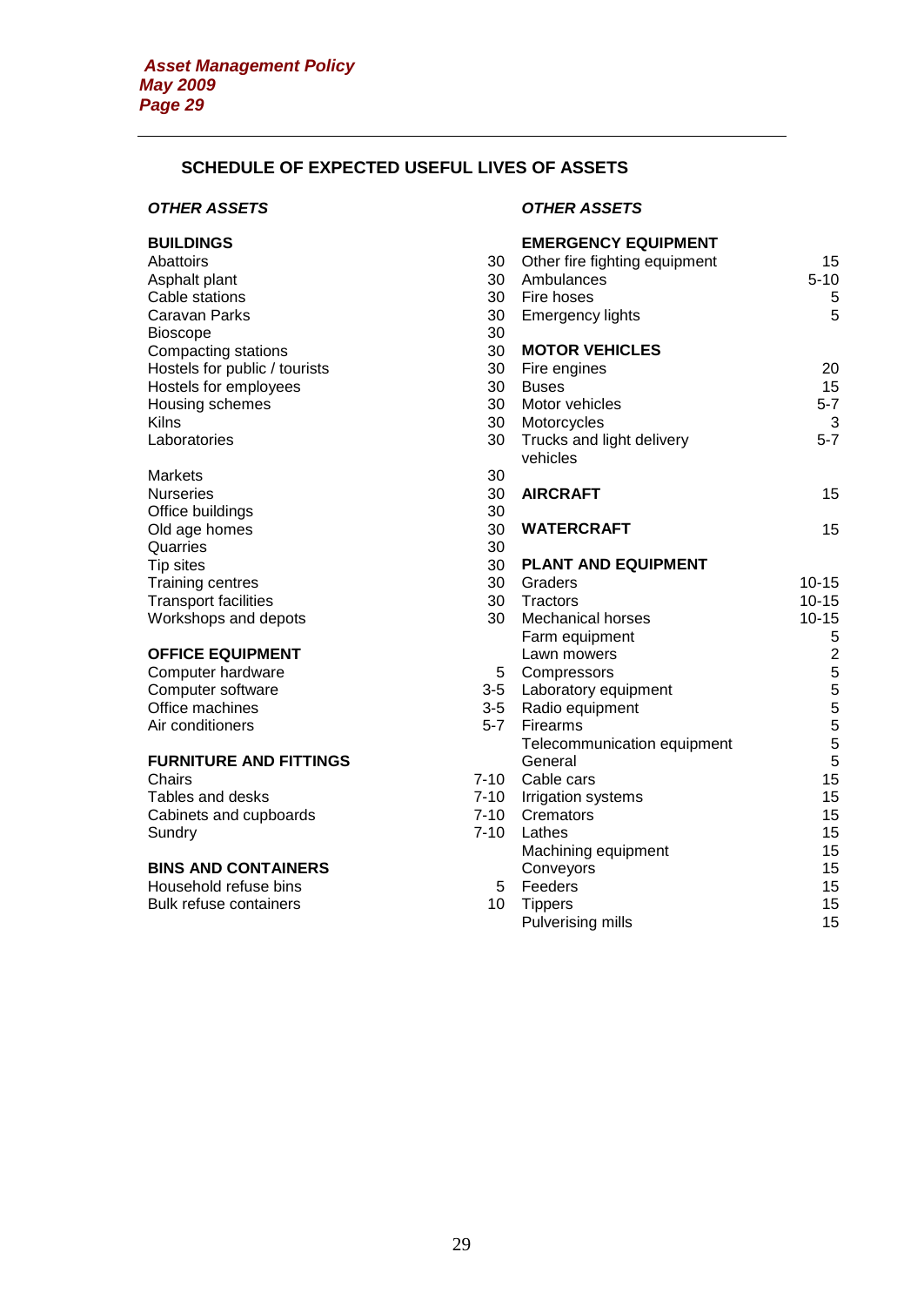## SCHEDULE OF EXPECTED USEFUL LIVES OF ASSETS

### *OTHER ASSETS*

| | |
|---|---|
| **BUILDINGS** | |
| Abattoirs | 30 |
| Asphalt plant | 30 |
| Cable stations | 30 |
| Caravan Parks | 30 |
| Bioscope | 30 |
| Compacting stations | 30 |
| Hostels for public / tourists | 30 |
| Hostels for employees | 30 |
| Housing schemes | 30 |
| Kilns | 30 |
| Laboratories | 30 |
| Markets | 30 |
| Nurseries | 30 |
| Office buildings | 30 |
| Old age homes | 30 |
| Quarries | 30 |
| Tip sites | 30 |
| Training centres | 30 |
| Transport facilities | 30 |
| Workshops and depots | 30 |
| **OFFICE EQUIPMENT** | |
| Computer hardware | 5 |
| Computer software | 3-5 |
| Office machines | 3-5 |
| Air conditioners | 5-7 |
| **FURNITURE AND FITTINGS** | |
| Chairs | 7-10 |
| Tables and desks | 7-10 |
| Cabinets and cupboards | 7-10 |
| Sundry | 7-10 |
| **BINS AND CONTAINERS** | |
| Household refuse bins | 5 |
| Bulk refuse containers | 10 |

### *OTHER ASSETS*

| | |
|---|---|
| **EMERGENCY EQUIPMENT** | |
| Other fire fighting equipment | 15 |
| Ambulances | 5-10 |
| Fire hoses | 5 |
| Emergency lights | 5 |
| **MOTOR VEHICLES** | |
| Fire engines | 20 |
| Buses | 15 |
| Motor vehicles | 5-7 |
| Motorcycles | 3 |
| Trucks and light delivery vehicles | 5-7 |
| **AIRCRAFT** | 15 |
| **WATERCRAFT** | 15 |
| **PLANT AND EQUIPMENT** | |
| Graders | 10-15 |
| Tractors | 10-15 |
| Mechanical horses | 10-15 |
| Farm equipment | 5 |
| Lawn mowers | 2 |
| Compressors | 5 |
| Laboratory equipment | 5 |
| Radio equipment | 5 |
| Firearms | 5 |
| Telecommunication equipment | 5 |
| General | 5 |
| Cable cars | 15 |
| Irrigation systems | 15 |
| Cremators | 15 |
| Lathes | 15 |
| Machining equipment | 15 |
| Conveyors | 15 |
| Feeders | 15 |
| Tippers | 15 |
| Pulverising mills | 15 |